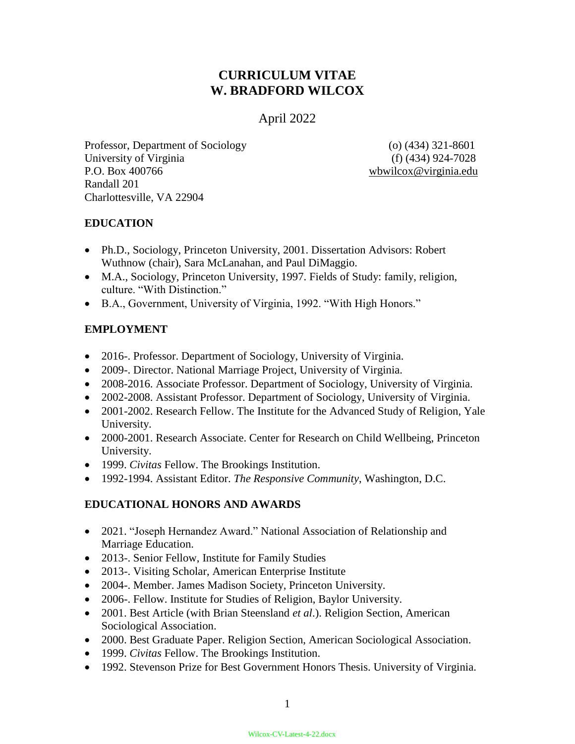# CURRICULUM VITAE
# W. BRADFORD WILCOX

April 2022

Professor, Department of Sociology
University of Virginia
P.O. Box 400766
Randall 201
Charlottesville, VA 22904

(o) (434) 321-8601
(f) (434) 924-7028
wbwilcox@virginia.edu

## EDUCATION

- Ph.D., Sociology, Princeton University, 2001. Dissertation Advisors: Robert Wuthnow (chair), Sara McLanahan, and Paul DiMaggio.
- M.A., Sociology, Princeton University, 1997. Fields of Study: family, religion, culture. "With Distinction."
- B.A., Government, University of Virginia, 1992. "With High Honors."

## EMPLOYMENT

- 2016-. Professor. Department of Sociology, University of Virginia.
- 2009-. Director. National Marriage Project, University of Virginia.
- 2008-2016. Associate Professor. Department of Sociology, University of Virginia.
- 2002-2008. Assistant Professor. Department of Sociology, University of Virginia.
- 2001-2002. Research Fellow. The Institute for the Advanced Study of Religion, Yale University.
- 2000-2001. Research Associate. Center for Research on Child Wellbeing, Princeton University.
- 1999. *Civitas* Fellow. The Brookings Institution.
- 1992-1994. Assistant Editor. *The Responsive Community*, Washington, D.C.

## EDUCATIONAL HONORS AND AWARDS

- 2021. "Joseph Hernandez Award." National Association of Relationship and Marriage Education.
- 2013-. Senior Fellow, Institute for Family Studies
- 2013-. Visiting Scholar, American Enterprise Institute
- 2004-. Member. James Madison Society, Princeton University.
- 2006-. Fellow. Institute for Studies of Religion, Baylor University.
- 2001. Best Article (with Brian Steensland *et al*.). Religion Section, American Sociological Association.
- 2000. Best Graduate Paper. Religion Section, American Sociological Association.
- 1999. *Civitas* Fellow. The Brookings Institution.
- 1992. Stevenson Prize for Best Government Honors Thesis. University of Virginia.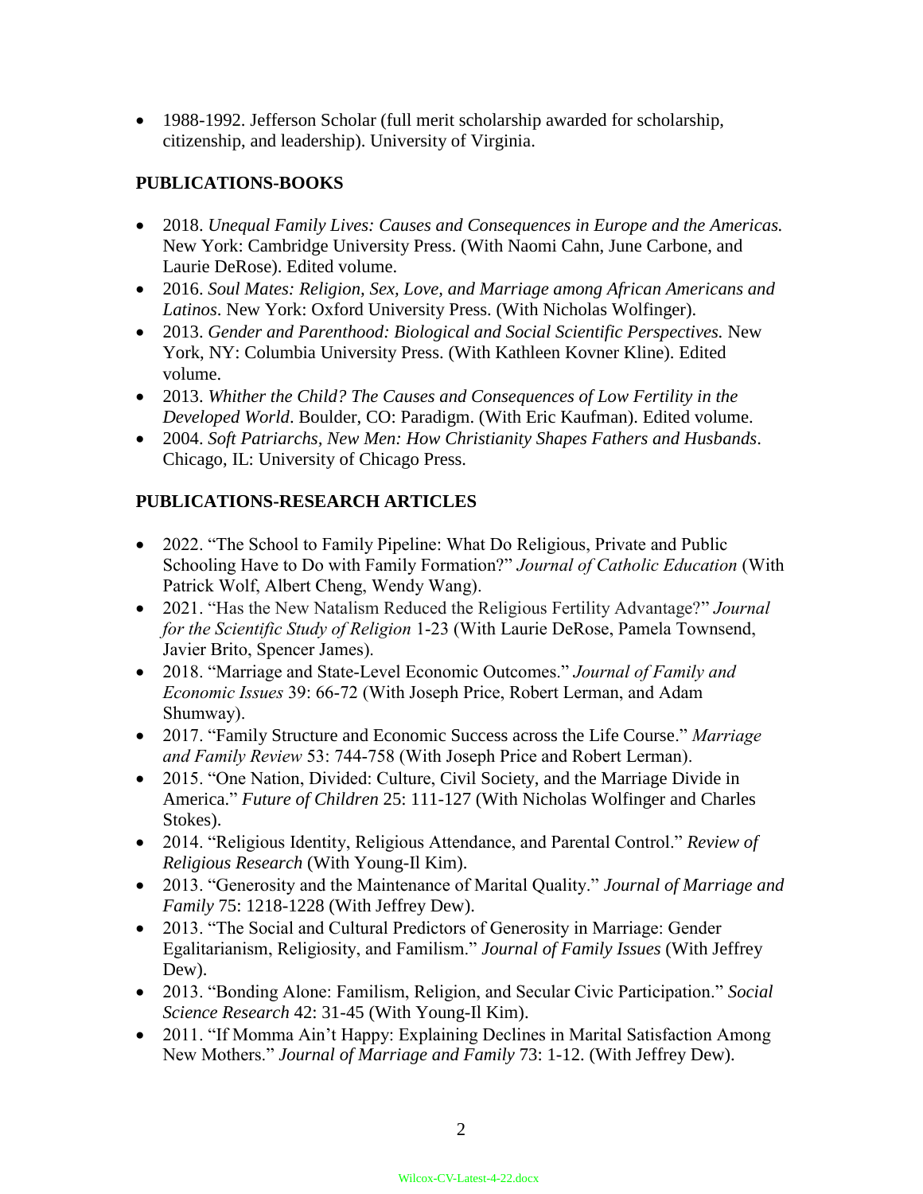- 1988-1992. Jefferson Scholar (full merit scholarship awarded for scholarship, citizenship, and leadership). University of Virginia.

**PUBLICATIONS-BOOKS**

- 2018. *Unequal Family Lives: Causes and Consequences in Europe and the Americas.* New York: Cambridge University Press. (With Naomi Cahn, June Carbone, and Laurie DeRose). Edited volume.
- 2016. *Soul Mates: Religion, Sex, Love, and Marriage among African Americans and Latinos*. New York: Oxford University Press. (With Nicholas Wolfinger).
- 2013. *Gender and Parenthood: Biological and Social Scientific Perspectives.* New York, NY: Columbia University Press. (With Kathleen Kovner Kline). Edited volume.
- 2013. *Whither the Child? The Causes and Consequences of Low Fertility in the Developed World*. Boulder, CO: Paradigm. (With Eric Kaufman). Edited volume.
- 2004. *Soft Patriarchs, New Men: How Christianity Shapes Fathers and Husbands*. Chicago, IL: University of Chicago Press.

**PUBLICATIONS-RESEARCH ARTICLES**

- 2022. "The School to Family Pipeline: What Do Religious, Private and Public Schooling Have to Do with Family Formation?" *Journal of Catholic Education* (With Patrick Wolf, Albert Cheng, Wendy Wang).
- 2021. "Has the New Natalism Reduced the Religious Fertility Advantage?" *Journal for the Scientific Study of Religion* 1-23 (With Laurie DeRose, Pamela Townsend, Javier Brito, Spencer James).
- 2018. "Marriage and State-Level Economic Outcomes." *Journal of Family and Economic Issues* 39: 66-72 (With Joseph Price, Robert Lerman, and Adam Shumway).
- 2017. "Family Structure and Economic Success across the Life Course." *Marriage and Family Review* 53: 744-758 (With Joseph Price and Robert Lerman).
- 2015. "One Nation, Divided: Culture, Civil Society, and the Marriage Divide in America." *Future of Children* 25: 111-127 (With Nicholas Wolfinger and Charles Stokes).
- 2014. "Religious Identity, Religious Attendance, and Parental Control." *Review of Religious Research* (With Young-Il Kim).
- 2013. "Generosity and the Maintenance of Marital Quality." *Journal of Marriage and Family* 75: 1218-1228 (With Jeffrey Dew).
- 2013. "The Social and Cultural Predictors of Generosity in Marriage: Gender Egalitarianism, Religiosity, and Familism." *Journal of Family Issues* (With Jeffrey Dew).
- 2013. "Bonding Alone: Familism, Religion, and Secular Civic Participation." *Social Science Research* 42: 31-45 (With Young-Il Kim).
- 2011. "If Momma Ain't Happy: Explaining Declines in Marital Satisfaction Among New Mothers." *Journal of Marriage and Family* 73: 1-12. (With Jeffrey Dew).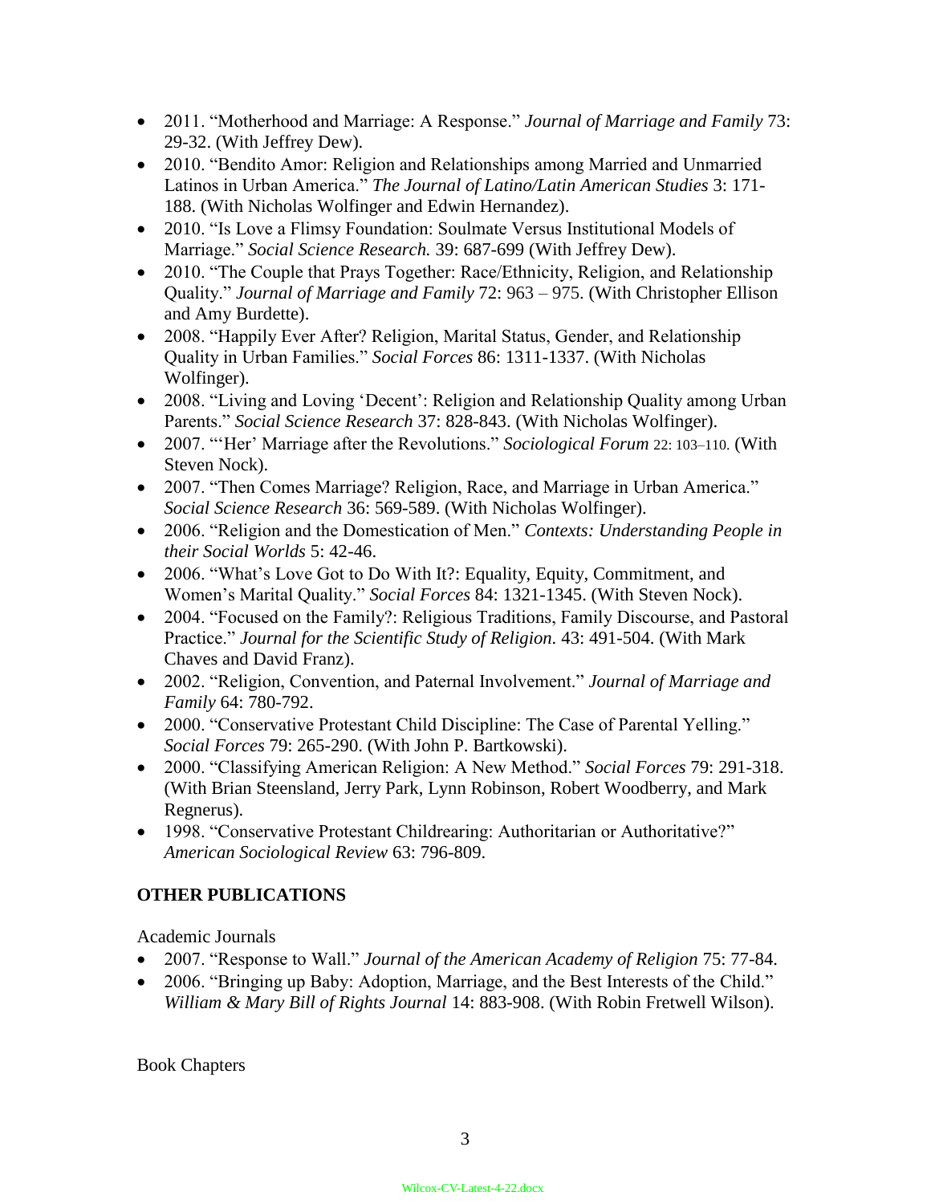- 2011. "Motherhood and Marriage: A Response." *Journal of Marriage and Family* 73: 29-32. (With Jeffrey Dew).
- 2010. "Bendito Amor: Religion and Relationships among Married and Unmarried Latinos in Urban America." *The Journal of Latino/Latin American Studies* 3: 171-188. (With Nicholas Wolfinger and Edwin Hernandez).
- 2010. "Is Love a Flimsy Foundation: Soulmate Versus Institutional Models of Marriage." *Social Science Research.* 39: 687-699 (With Jeffrey Dew).
- 2010. "The Couple that Prays Together: Race/Ethnicity, Religion, and Relationship Quality." *Journal of Marriage and Family* 72: 963 – 975. (With Christopher Ellison and Amy Burdette).
- 2008. "Happily Ever After? Religion, Marital Status, Gender, and Relationship Quality in Urban Families." *Social Forces* 86: 1311-1337. (With Nicholas Wolfinger).
- 2008. "Living and Loving 'Decent': Religion and Relationship Quality among Urban Parents." *Social Science Research* 37: 828-843. (With Nicholas Wolfinger).
- 2007. "'Her' Marriage after the Revolutions." *Sociological Forum* 22: 103–110. (With Steven Nock).
- 2007. "Then Comes Marriage? Religion, Race, and Marriage in Urban America." *Social Science Research* 36: 569-589. (With Nicholas Wolfinger).
- 2006. "Religion and the Domestication of Men." *Contexts: Understanding People in their Social Worlds* 5: 42-46.
- 2006. "What's Love Got to Do With It?: Equality, Equity, Commitment, and Women's Marital Quality." *Social Forces* 84: 1321-1345. (With Steven Nock).
- 2004. "Focused on the Family?: Religious Traditions, Family Discourse, and Pastoral Practice." *Journal for the Scientific Study of Religion.* 43: 491-504. (With Mark Chaves and David Franz).
- 2002. "Religion, Convention, and Paternal Involvement." *Journal of Marriage and Family* 64: 780-792.
- 2000. "Conservative Protestant Child Discipline: The Case of Parental Yelling." *Social Forces* 79: 265-290. (With John P. Bartkowski).
- 2000. "Classifying American Religion: A New Method." *Social Forces* 79: 291-318. (With Brian Steensland, Jerry Park, Lynn Robinson, Robert Woodberry, and Mark Regnerus).
- 1998. "Conservative Protestant Childrearing: Authoritarian or Authoritative?" *American Sociological Review* 63: 796-809.

## OTHER PUBLICATIONS

Academic Journals

- 2007. "Response to Wall." *Journal of the American Academy of Religion* 75: 77-84.
- 2006. "Bringing up Baby: Adoption, Marriage, and the Best Interests of the Child." *William & Mary Bill of Rights Journal* 14: 883-908. (With Robin Fretwell Wilson).

Book Chapters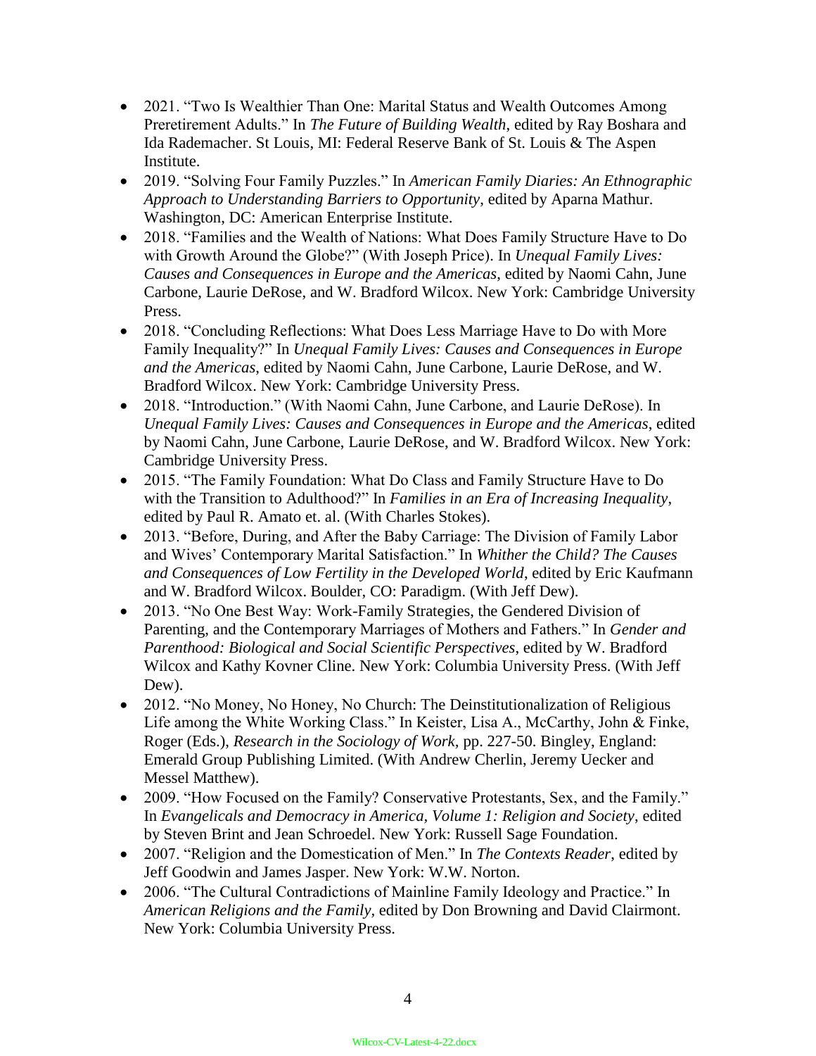- 2021. "Two Is Wealthier Than One: Marital Status and Wealth Outcomes Among Preretirement Adults." In *The Future of Building Wealth*, edited by Ray Boshara and Ida Rademacher. St Louis, MI: Federal Reserve Bank of St. Louis & The Aspen Institute.
- 2019. "Solving Four Family Puzzles." In *American Family Diaries: An Ethnographic Approach to Understanding Barriers to Opportunity*, edited by Aparna Mathur. Washington, DC: American Enterprise Institute.
- 2018. "Families and the Wealth of Nations: What Does Family Structure Have to Do with Growth Around the Globe?" (With Joseph Price). In *Unequal Family Lives: Causes and Consequences in Europe and the Americas*, edited by Naomi Cahn, June Carbone, Laurie DeRose, and W. Bradford Wilcox. New York: Cambridge University Press.
- 2018. "Concluding Reflections: What Does Less Marriage Have to Do with More Family Inequality?" In *Unequal Family Lives: Causes and Consequences in Europe and the Americas*, edited by Naomi Cahn, June Carbone, Laurie DeRose, and W. Bradford Wilcox. New York: Cambridge University Press.
- 2018. "Introduction." (With Naomi Cahn, June Carbone, and Laurie DeRose). In *Unequal Family Lives: Causes and Consequences in Europe and the Americas*, edited by Naomi Cahn, June Carbone, Laurie DeRose, and W. Bradford Wilcox. New York: Cambridge University Press.
- 2015. "The Family Foundation: What Do Class and Family Structure Have to Do with the Transition to Adulthood?" In *Families in an Era of Increasing Inequality*, edited by Paul R. Amato et. al. (With Charles Stokes).
- 2013. "Before, During, and After the Baby Carriage: The Division of Family Labor and Wives' Contemporary Marital Satisfaction." In *Whither the Child? The Causes and Consequences of Low Fertility in the Developed World*, edited by Eric Kaufmann and W. Bradford Wilcox. Boulder, CO: Paradigm. (With Jeff Dew).
- 2013. "No One Best Way: Work-Family Strategies, the Gendered Division of Parenting, and the Contemporary Marriages of Mothers and Fathers." In *Gender and Parenthood: Biological and Social Scientific Perspectives*, edited by W. Bradford Wilcox and Kathy Kovner Cline. New York: Columbia University Press. (With Jeff Dew).
- 2012. "No Money, No Honey, No Church: The Deinstitutionalization of Religious Life among the White Working Class." In Keister, Lisa A., McCarthy, John & Finke, Roger (Eds.), *Research in the Sociology of Work,* pp. 227-50. Bingley, England: Emerald Group Publishing Limited. (With Andrew Cherlin, Jeremy Uecker and Messel Matthew).
- 2009. "How Focused on the Family? Conservative Protestants, Sex, and the Family." In *Evangelicals and Democracy in America, Volume 1: Religion and Society*, edited by Steven Brint and Jean Schroedel. New York: Russell Sage Foundation.
- 2007. "Religion and the Domestication of Men." In *The Contexts Reader*, edited by Jeff Goodwin and James Jasper. New York: W.W. Norton.
- 2006. "The Cultural Contradictions of Mainline Family Ideology and Practice." In *American Religions and the Family*, edited by Don Browning and David Clairmont. New York: Columbia University Press.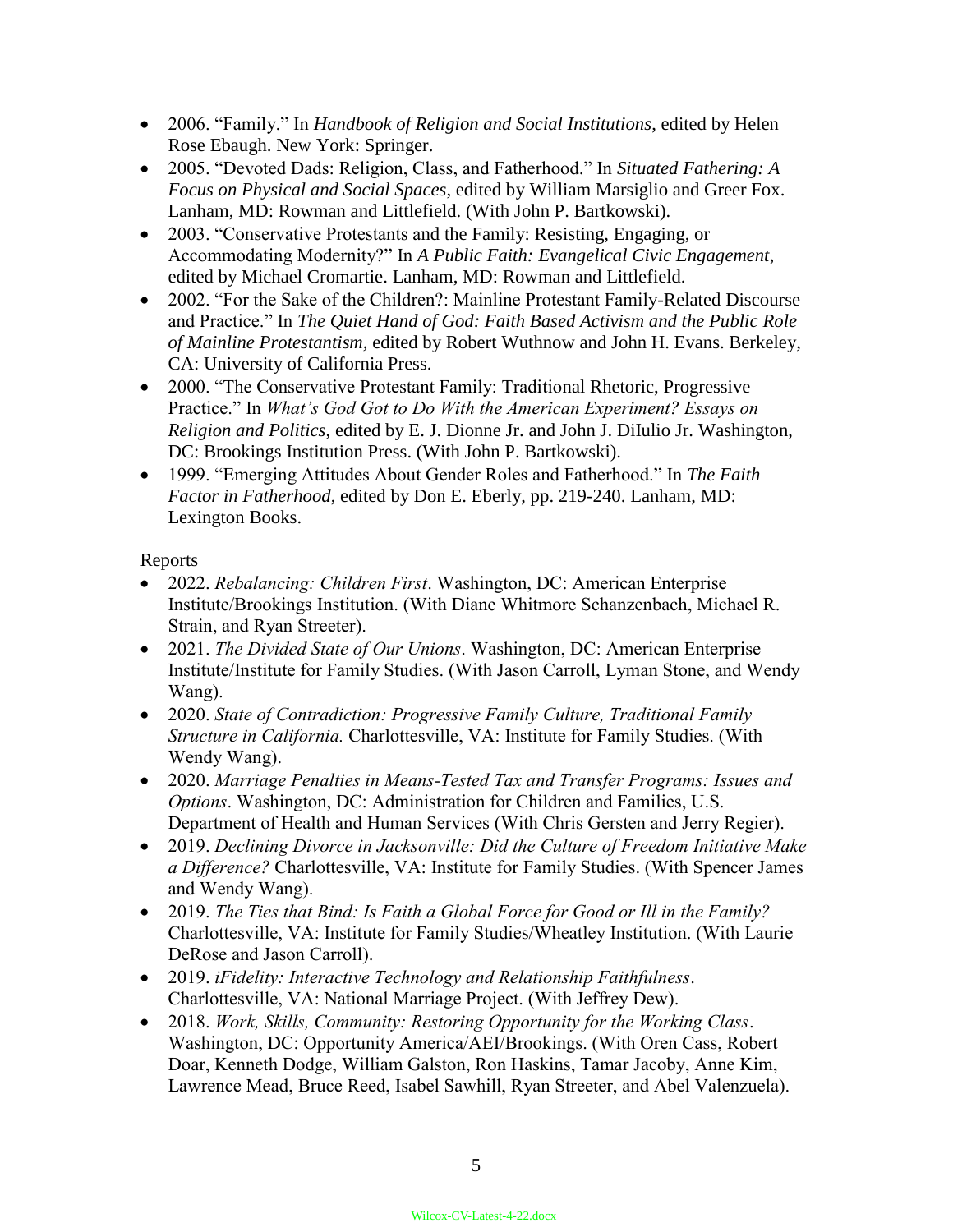- 2006. "Family." In *Handbook of Religion and Social Institutions*, edited by Helen Rose Ebaugh. New York: Springer.
- 2005. "Devoted Dads: Religion, Class, and Fatherhood." In *Situated Fathering: A Focus on Physical and Social Spaces*, edited by William Marsiglio and Greer Fox. Lanham, MD: Rowman and Littlefield. (With John P. Bartkowski).
- 2003. "Conservative Protestants and the Family: Resisting, Engaging, or Accommodating Modernity?" In *A Public Faith: Evangelical Civic Engagement*, edited by Michael Cromartie. Lanham, MD: Rowman and Littlefield.
- 2002. "For the Sake of the Children?: Mainline Protestant Family-Related Discourse and Practice." In *The Quiet Hand of God: Faith Based Activism and the Public Role of Mainline Protestantism*, edited by Robert Wuthnow and John H. Evans. Berkeley, CA: University of California Press.
- 2000. "The Conservative Protestant Family: Traditional Rhetoric, Progressive Practice." In *What's God Got to Do With the American Experiment? Essays on Religion and Politics*, edited by E. J. Dionne Jr. and John J. DiIulio Jr. Washington, DC: Brookings Institution Press. (With John P. Bartkowski).
- 1999. "Emerging Attitudes About Gender Roles and Fatherhood." In *The Faith Factor in Fatherhood*, edited by Don E. Eberly, pp. 219-240. Lanham, MD: Lexington Books.

Reports

- 2022. *Rebalancing: Children First*. Washington, DC: American Enterprise Institute/Brookings Institution. (With Diane Whitmore Schanzenbach, Michael R. Strain, and Ryan Streeter).
- 2021. *The Divided State of Our Unions*. Washington, DC: American Enterprise Institute/Institute for Family Studies. (With Jason Carroll, Lyman Stone, and Wendy Wang).
- 2020. *State of Contradiction: Progressive Family Culture, Traditional Family Structure in California.* Charlottesville, VA: Institute for Family Studies. (With Wendy Wang).
- 2020. *Marriage Penalties in Means-Tested Tax and Transfer Programs: Issues and Options*. Washington, DC: Administration for Children and Families, U.S. Department of Health and Human Services (With Chris Gersten and Jerry Regier).
- 2019. *Declining Divorce in Jacksonville: Did the Culture of Freedom Initiative Make a Difference?* Charlottesville, VA: Institute for Family Studies. (With Spencer James and Wendy Wang).
- 2019. *The Ties that Bind: Is Faith a Global Force for Good or Ill in the Family?* Charlottesville, VA: Institute for Family Studies/Wheatley Institution. (With Laurie DeRose and Jason Carroll).
- 2019. *iFidelity: Interactive Technology and Relationship Faithfulness*. Charlottesville, VA: National Marriage Project. (With Jeffrey Dew).
- 2018. *Work, Skills, Community: Restoring Opportunity for the Working Class*. Washington, DC: Opportunity America/AEI/Brookings. (With Oren Cass, Robert Doar, Kenneth Dodge, William Galston, Ron Haskins, Tamar Jacoby, Anne Kim, Lawrence Mead, Bruce Reed, Isabel Sawhill, Ryan Streeter, and Abel Valenzuela).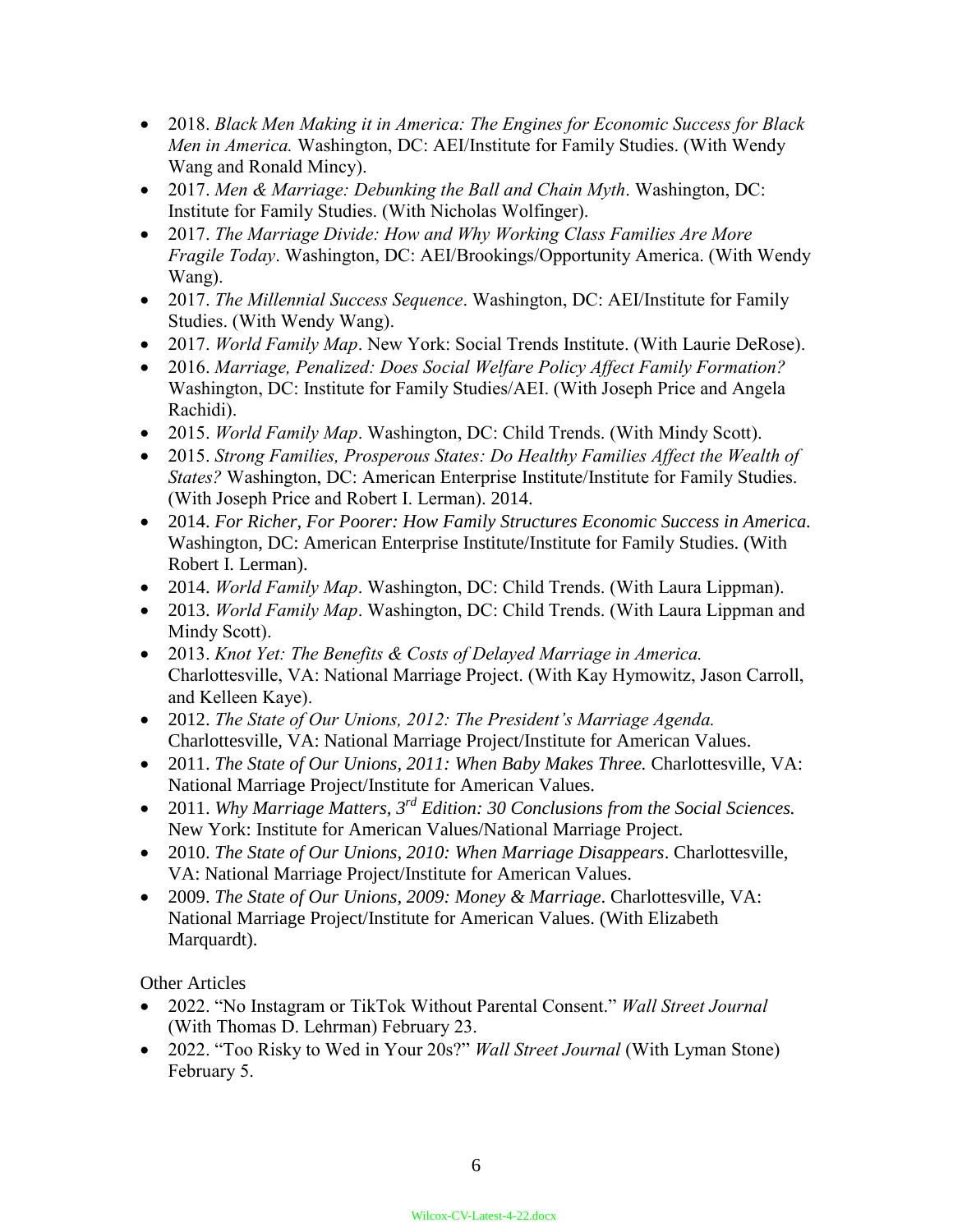- 2018. *Black Men Making it in America: The Engines for Economic Success for Black Men in America.* Washington, DC: AEI/Institute for Family Studies. (With Wendy Wang and Ronald Mincy).
- 2017. *Men & Marriage: Debunking the Ball and Chain Myth*. Washington, DC: Institute for Family Studies. (With Nicholas Wolfinger).
- 2017. *The Marriage Divide: How and Why Working Class Families Are More Fragile Today*. Washington, DC: AEI/Brookings/Opportunity America. (With Wendy Wang).
- 2017. *The Millennial Success Sequence*. Washington, DC: AEI/Institute for Family Studies. (With Wendy Wang).
- 2017. *World Family Map*. New York: Social Trends Institute. (With Laurie DeRose).
- 2016. *Marriage, Penalized: Does Social Welfare Policy Affect Family Formation?* Washington, DC: Institute for Family Studies/AEI. (With Joseph Price and Angela Rachidi).
- 2015. *World Family Map*. Washington, DC: Child Trends. (With Mindy Scott).
- 2015. *Strong Families, Prosperous States: Do Healthy Families Affect the Wealth of States?* Washington, DC: American Enterprise Institute/Institute for Family Studies. (With Joseph Price and Robert I. Lerman). 2014.
- 2014. *For Richer, For Poorer: How Family Structures Economic Success in America.* Washington, DC: American Enterprise Institute/Institute for Family Studies. (With Robert I. Lerman).
- 2014. *World Family Map*. Washington, DC: Child Trends. (With Laura Lippman).
- 2013. *World Family Map*. Washington, DC: Child Trends. (With Laura Lippman and Mindy Scott).
- 2013. *Knot Yet: The Benefits & Costs of Delayed Marriage in America.* Charlottesville, VA: National Marriage Project. (With Kay Hymowitz, Jason Carroll, and Kelleen Kaye).
- 2012. *The State of Our Unions, 2012: The President's Marriage Agenda.* Charlottesville, VA: National Marriage Project/Institute for American Values.
- 2011. *The State of Our Unions, 2011: When Baby Makes Three.* Charlottesville, VA: National Marriage Project/Institute for American Values.
- 2011. *Why Marriage Matters, 3rd Edition: 30 Conclusions from the Social Sciences.* New York: Institute for American Values/National Marriage Project.
- 2010. *The State of Our Unions, 2010: When Marriage Disappears*. Charlottesville, VA: National Marriage Project/Institute for American Values.
- 2009. *The State of Our Unions, 2009: Money & Marriage*. Charlottesville, VA: National Marriage Project/Institute for American Values. (With Elizabeth Marquardt).

Other Articles

- 2022. "No Instagram or TikTok Without Parental Consent." *Wall Street Journal* (With Thomas D. Lehrman) February 23.
- 2022. "Too Risky to Wed in Your 20s?" *Wall Street Journal* (With Lyman Stone) February 5.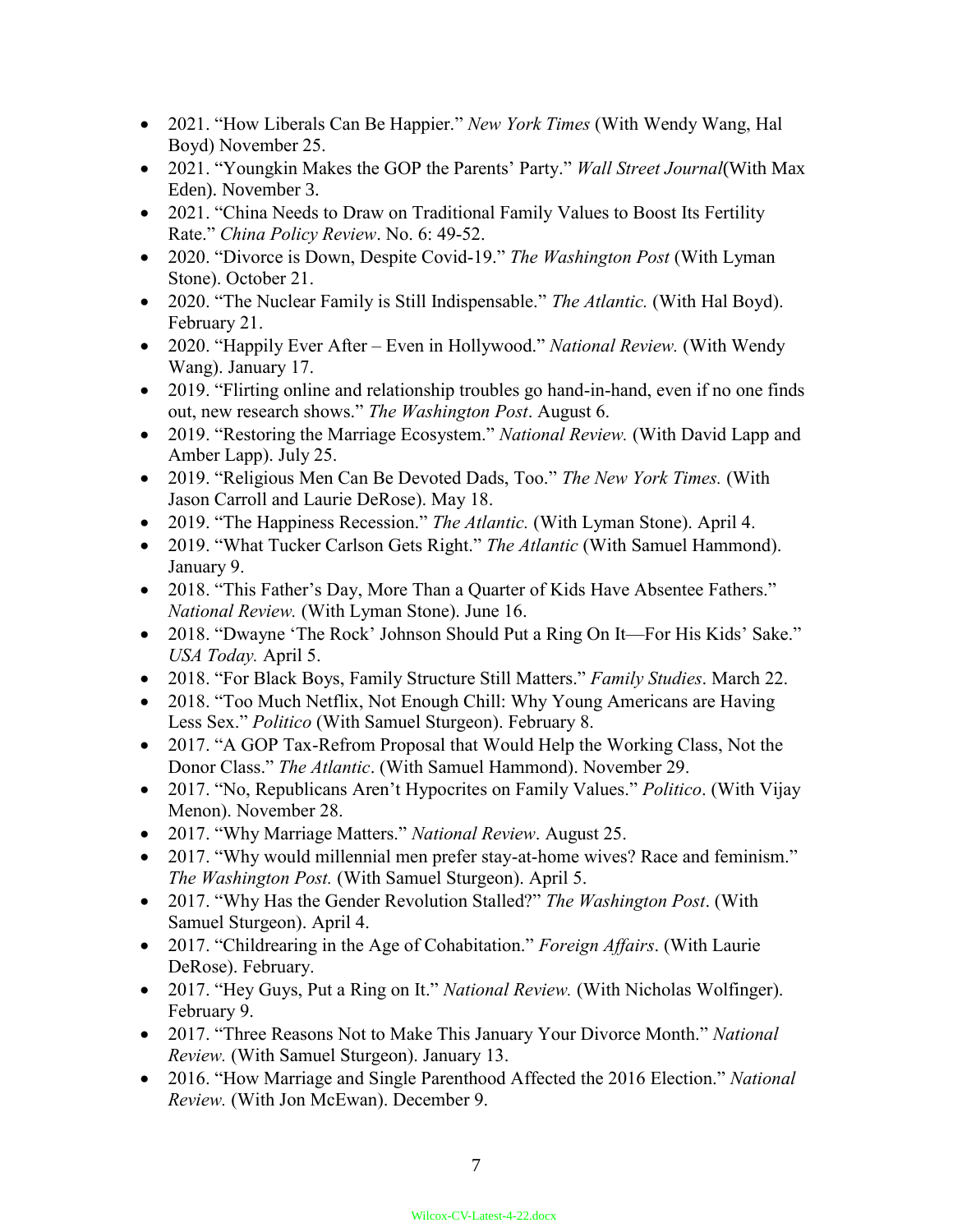- 2021. "How Liberals Can Be Happier." *New York Times* (With Wendy Wang, Hal Boyd) November 25.
- 2021. "Youngkin Makes the GOP the Parents' Party." *Wall Street Journal*(With Max Eden). November 3.
- 2021. "China Needs to Draw on Traditional Family Values to Boost Its Fertility Rate." *China Policy Review*. No. 6: 49-52.
- 2020. "Divorce is Down, Despite Covid-19." *The Washington Post* (With Lyman Stone). October 21.
- 2020. "The Nuclear Family is Still Indispensable." *The Atlantic.* (With Hal Boyd). February 21.
- 2020. "Happily Ever After – Even in Hollywood." *National Review.* (With Wendy Wang). January 17.
- 2019. "Flirting online and relationship troubles go hand-in-hand, even if no one finds out, new research shows." *The Washington Post*. August 6.
- 2019. "Restoring the Marriage Ecosystem." *National Review.* (With David Lapp and Amber Lapp). July 25.
- 2019. "Religious Men Can Be Devoted Dads, Too." *The New York Times.* (With Jason Carroll and Laurie DeRose). May 18.
- 2019. "The Happiness Recession." *The Atlantic.* (With Lyman Stone). April 4.
- 2019. "What Tucker Carlson Gets Right." *The Atlantic* (With Samuel Hammond). January 9.
- 2018. "This Father's Day, More Than a Quarter of Kids Have Absentee Fathers." *National Review.* (With Lyman Stone). June 16.
- 2018. "Dwayne 'The Rock' Johnson Should Put a Ring On It—For His Kids' Sake." *USA Today.* April 5.
- 2018. "For Black Boys, Family Structure Still Matters." *Family Studies*. March 22.
- 2018. "Too Much Netflix, Not Enough Chill: Why Young Americans are Having Less Sex." *Politico* (With Samuel Sturgeon). February 8.
- 2017. "A GOP Tax-Refrom Proposal that Would Help the Working Class, Not the Donor Class." *The Atlantic*. (With Samuel Hammond). November 29.
- 2017. "No, Republicans Aren't Hypocrites on Family Values." *Politico*. (With Vijay Menon). November 28.
- 2017. "Why Marriage Matters." *National Review*. August 25.
- 2017. "Why would millennial men prefer stay-at-home wives? Race and feminism." *The Washington Post.* (With Samuel Sturgeon). April 5.
- 2017. "Why Has the Gender Revolution Stalled?" *The Washington Post*. (With Samuel Sturgeon). April 4.
- 2017. "Childrearing in the Age of Cohabitation." *Foreign Affairs*. (With Laurie DeRose). February.
- 2017. "Hey Guys, Put a Ring on It." *National Review.* (With Nicholas Wolfinger). February 9.
- 2017. "Three Reasons Not to Make This January Your Divorce Month." *National Review.* (With Samuel Sturgeon). January 13.
- 2016. "How Marriage and Single Parenthood Affected the 2016 Election." *National Review.* (With Jon McEwan). December 9.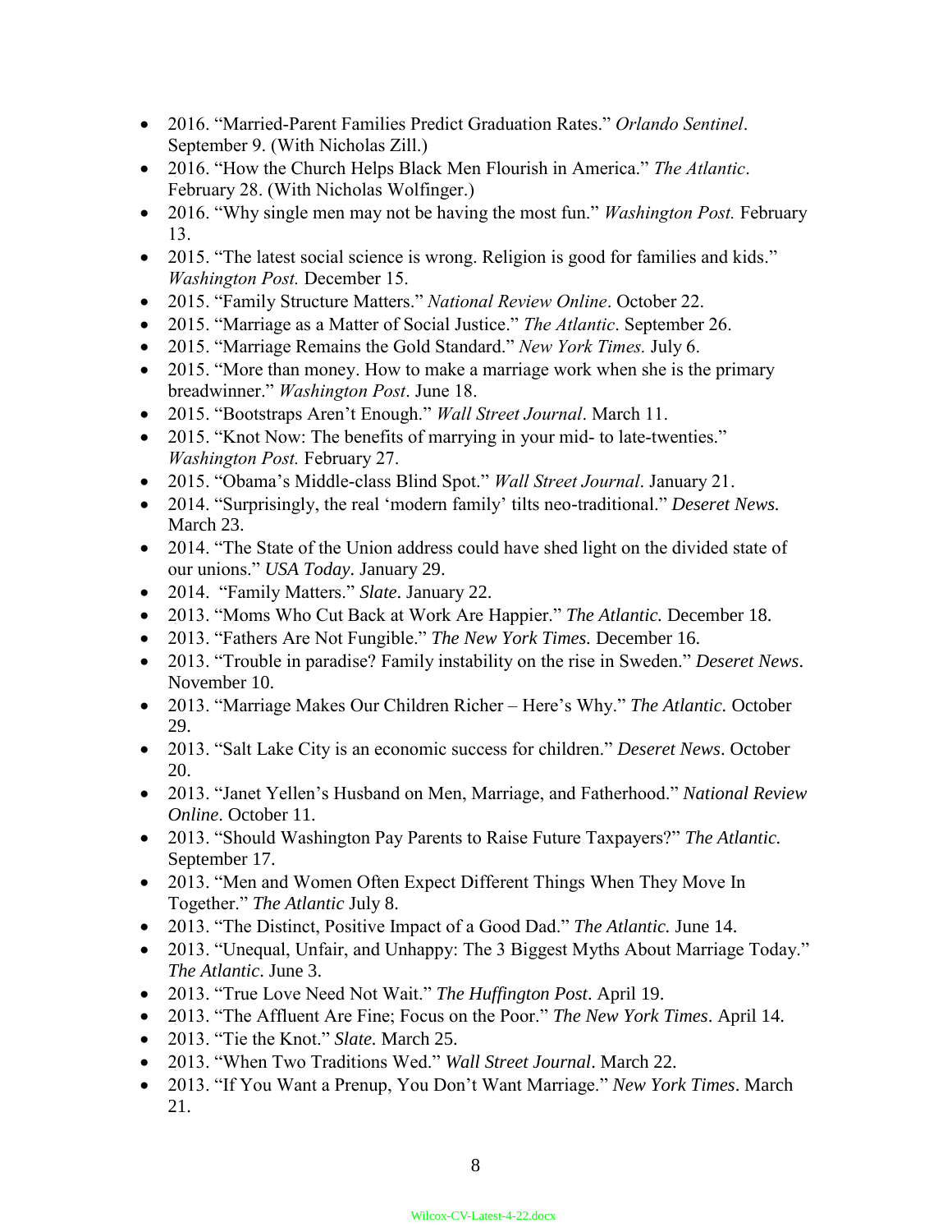- 2016. “Married-Parent Families Predict Graduation Rates.” *Orlando Sentinel*. September 9. (With Nicholas Zill.)
- 2016. “How the Church Helps Black Men Flourish in America.” *The Atlantic*. February 28. (With Nicholas Wolfinger.)
- 2016. “Why single men may not be having the most fun.” *Washington Post.* February 13.
- 2015. “The latest social science is wrong. Religion is good for families and kids.” *Washington Post.* December 15.
- 2015. “Family Structure Matters.” *National Review Online*. October 22.
- 2015. “Marriage as a Matter of Social Justice.” *The Atlantic*. September 26.
- 2015. “Marriage Remains the Gold Standard.” *New York Times.* July 6.
- 2015. “More than money. How to make a marriage work when she is the primary breadwinner.” *Washington Post*. June 18.
- 2015. “Bootstraps Aren’t Enough.” *Wall Street Journal*. March 11.
- 2015. “Knot Now: The benefits of marrying in your mid- to late-twenties.” *Washington Post.* February 27.
- 2015. “Obama’s Middle-class Blind Spot.” *Wall Street Journal*. January 21.
- 2014. “Surprisingly, the real ‘modern family’ tilts neo-traditional.” *Deseret News.* March 23.
- 2014. “The State of the Union address could have shed light on the divided state of our unions.” *USA Today*. January 29.
- 2014. “Family Matters.” *Slate*. January 22.
- 2013. “Moms Who Cut Back at Work Are Happier.” *The Atlantic.* December 18.
- 2013. “Fathers Are Not Fungible.” *The New York Times.* December 16.
- 2013. “Trouble in paradise? Family instability on the rise in Sweden.” *Deseret News*. November 10.
- 2013. “Marriage Makes Our Children Richer – Here’s Why.” *The Atlantic.* October 29.
- 2013. “Salt Lake City is an economic success for children.” *Deseret News*. October 20.
- 2013. “Janet Yellen’s Husband on Men, Marriage, and Fatherhood.” *National Review Online*. October 11.
- 2013. “Should Washington Pay Parents to Raise Future Taxpayers?” *The Atlantic.* September 17.
- 2013. “Men and Women Often Expect Different Things When They Move In Together.” *The Atlantic* July 8.
- 2013. “The Distinct, Positive Impact of a Good Dad.” *The Atlantic.* June 14.
- 2013. “Unequal, Unfair, and Unhappy: The 3 Biggest Myths About Marriage Today.” *The Atlantic*. June 3.
- 2013. “True Love Need Not Wait.” *The Huffington Post*. April 19.
- 2013. “The Affluent Are Fine; Focus on the Poor.” *The New York Times*. April 14.
- 2013. “Tie the Knot.” *Slate.* March 25.
- 2013. “When Two Traditions Wed.” *Wall Street Journal*. March 22.
- 2013. “If You Want a Prenup, You Don’t Want Marriage.” *New York Times*. March 21.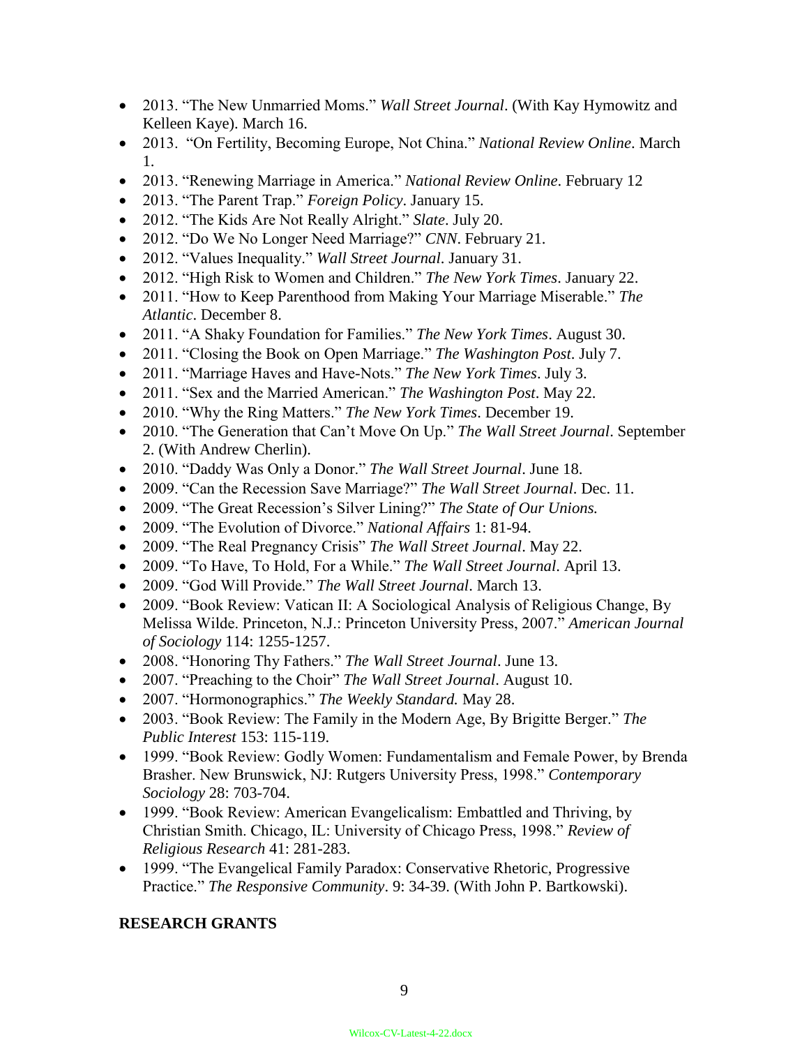- 2013. “The New Unmarried Moms.” *Wall Street Journal*. (With Kay Hymowitz and Kelleen Kaye). March 16.
- 2013. “On Fertility, Becoming Europe, Not China.” *National Review Online*. March 1.
- 2013. “Renewing Marriage in America.” *National Review Online*. February 12
- 2013. “The Parent Trap.” *Foreign Policy*. January 15.
- 2012. “The Kids Are Not Really Alright.” *Slate*. July 20.
- 2012. “Do We No Longer Need Marriage?” *CNN*. February 21.
- 2012. “Values Inequality.” *Wall Street Journal*. January 31.
- 2012. “High Risk to Women and Children.” *The New York Times*. January 22.
- 2011. “How to Keep Parenthood from Making Your Marriage Miserable.” *The Atlantic*. December 8.
- 2011. “A Shaky Foundation for Families.” *The New York Times*. August 30.
- 2011. “Closing the Book on Open Marriage.” *The Washington Post*. July 7.
- 2011. “Marriage Haves and Have-Nots.” *The New York Times*. July 3.
- 2011. “Sex and the Married American.” *The Washington Post*. May 22.
- 2010. “Why the Ring Matters.” *The New York Times*. December 19.
- 2010. “The Generation that Can’t Move On Up.” *The Wall Street Journal*. September 2. (With Andrew Cherlin).
- 2010. “Daddy Was Only a Donor.” *The Wall Street Journal*. June 18.
- 2009. “Can the Recession Save Marriage?” *The Wall Street Journal*. Dec. 11.
- 2009. “The Great Recession’s Silver Lining?” *The State of Our Unions.*
- 2009. “The Evolution of Divorce.” *National Affairs* 1: 81-94.
- 2009. “The Real Pregnancy Crisis” *The Wall Street Journal*. May 22.
- 2009. “To Have, To Hold, For a While.” *The Wall Street Journal*. April 13.
- 2009. “God Will Provide.” *The Wall Street Journal*. March 13.
- 2009. “Book Review: Vatican II: A Sociological Analysis of Religious Change, By Melissa Wilde. Princeton, N.J.: Princeton University Press, 2007.” *American Journal of Sociology* 114: 1255-1257.
- 2008. “Honoring Thy Fathers.” *The Wall Street Journal*. June 13.
- 2007. “Preaching to the Choir” *The Wall Street Journal*. August 10.
- 2007. “Hormonographics.” *The Weekly Standard.* May 28.
- 2003. “Book Review: The Family in the Modern Age, By Brigitte Berger.” *The Public Interest* 153: 115-119.
- 1999. “Book Review: Godly Women: Fundamentalism and Female Power, by Brenda Brasher. New Brunswick, NJ: Rutgers University Press, 1998.” *Contemporary Sociology* 28: 703-704.
- 1999. “Book Review: American Evangelicalism: Embattled and Thriving, by Christian Smith. Chicago, IL: University of Chicago Press, 1998.” *Review of Religious Research* 41: 281-283.
- 1999. “The Evangelical Family Paradox: Conservative Rhetoric, Progressive Practice.” *The Responsive Community*. 9: 34-39. (With John P. Bartkowski).

**RESEARCH GRANTS**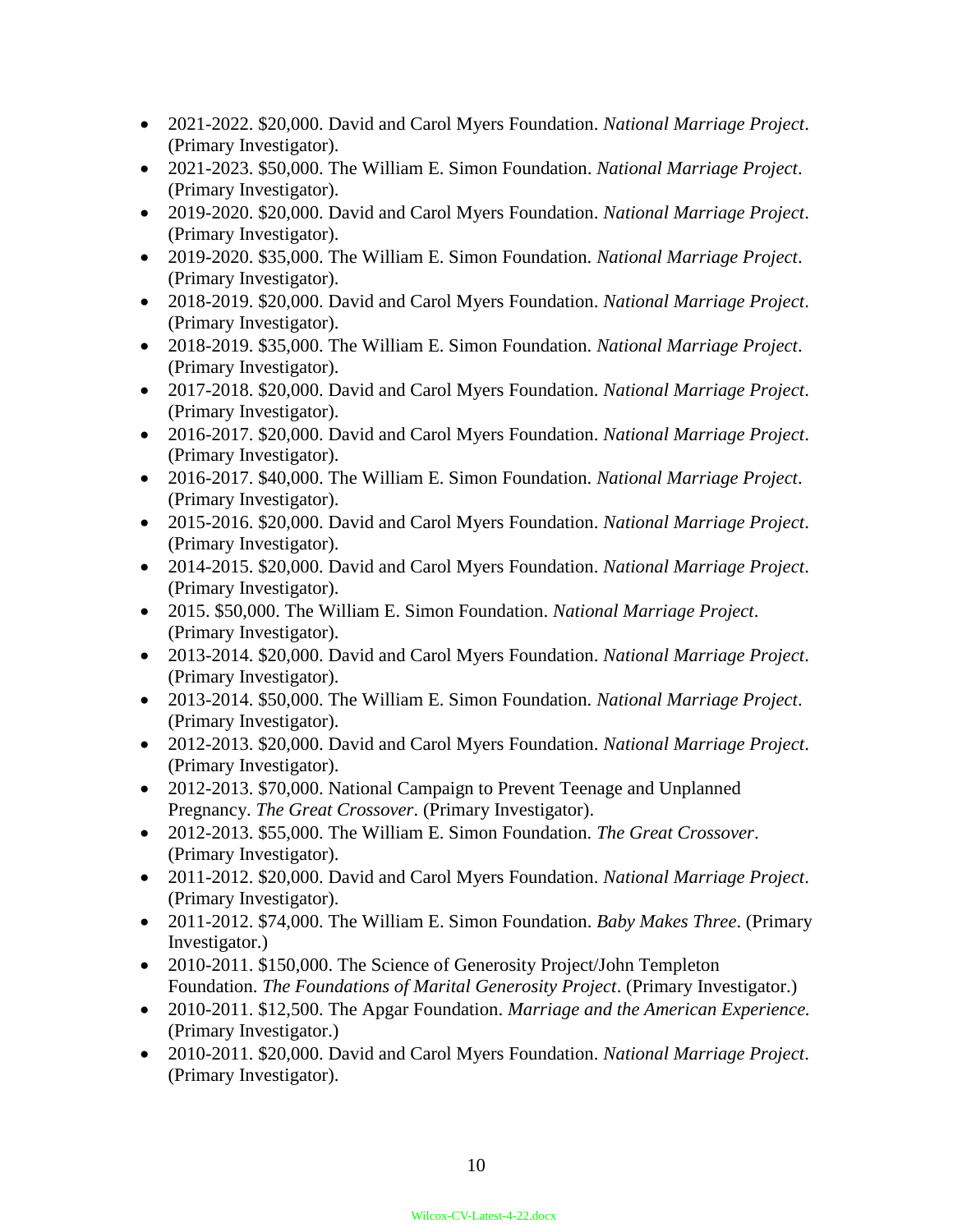- 2021-2022. $20,000. David and Carol Myers Foundation. *National Marriage Project*. (Primary Investigator).
- 2021-2023. $50,000. The William E. Simon Foundation. *National Marriage Project*. (Primary Investigator).
- 2019-2020. $20,000. David and Carol Myers Foundation. *National Marriage Project*. (Primary Investigator).
- 2019-2020. $35,000. The William E. Simon Foundation. *National Marriage Project*. (Primary Investigator).
- 2018-2019. $20,000. David and Carol Myers Foundation. *National Marriage Project*. (Primary Investigator).
- 2018-2019. $35,000. The William E. Simon Foundation. *National Marriage Project*. (Primary Investigator).
- 2017-2018. $20,000. David and Carol Myers Foundation. *National Marriage Project*. (Primary Investigator).
- 2016-2017. $20,000. David and Carol Myers Foundation. *National Marriage Project*. (Primary Investigator).
- 2016-2017. $40,000. The William E. Simon Foundation. *National Marriage Project*. (Primary Investigator).
- 2015-2016. $20,000. David and Carol Myers Foundation. *National Marriage Project*. (Primary Investigator).
- 2014-2015. $20,000. David and Carol Myers Foundation. *National Marriage Project*. (Primary Investigator).
- 2015. $50,000. The William E. Simon Foundation. *National Marriage Project*. (Primary Investigator).
- 2013-2014. $20,000. David and Carol Myers Foundation. *National Marriage Project*. (Primary Investigator).
- 2013-2014. $50,000. The William E. Simon Foundation. *National Marriage Project*. (Primary Investigator).
- 2012-2013. $20,000. David and Carol Myers Foundation. *National Marriage Project*. (Primary Investigator).
- 2012-2013. $70,000. National Campaign to Prevent Teenage and Unplanned Pregnancy. *The Great Crossover*. (Primary Investigator).
- 2012-2013. $55,000. The William E. Simon Foundation. *The Great Crossover*. (Primary Investigator).
- 2011-2012. $20,000. David and Carol Myers Foundation. *National Marriage Project*. (Primary Investigator).
- 2011-2012. $74,000. The William E. Simon Foundation. *Baby Makes Three*. (Primary Investigator.)
- 2010-2011. $150,000. The Science of Generosity Project/John Templeton Foundation. *The Foundations of Marital Generosity Project*. (Primary Investigator.)
- 2010-2011. $12,500. The Apgar Foundation. *Marriage and the American Experience.* (Primary Investigator.)
- 2010-2011. $20,000. David and Carol Myers Foundation. *National Marriage Project*. (Primary Investigator).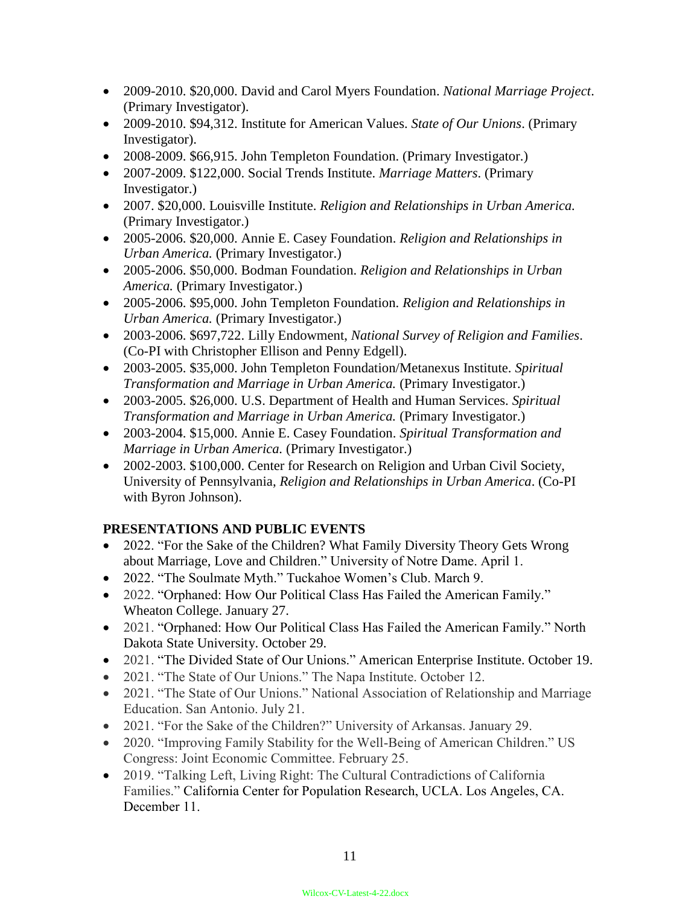- 2009-2010. $20,000. David and Carol Myers Foundation. *National Marriage Project*. (Primary Investigator).
- 2009-2010. $94,312. Institute for American Values. *State of Our Unions*. (Primary Investigator).
- 2008-2009. $66,915. John Templeton Foundation. (Primary Investigator.)
- 2007-2009. $122,000. Social Trends Institute. *Marriage Matters*. (Primary Investigator.)
- 2007. $20,000. Louisville Institute. *Religion and Relationships in Urban America.* (Primary Investigator.)
- 2005-2006. $20,000. Annie E. Casey Foundation. *Religion and Relationships in Urban America.* (Primary Investigator.)
- 2005-2006. $50,000. Bodman Foundation. *Religion and Relationships in Urban America.* (Primary Investigator.)
- 2005-2006. $95,000. John Templeton Foundation. *Religion and Relationships in Urban America.* (Primary Investigator.)
- 2003-2006. $697,722. Lilly Endowment, *National Survey of Religion and Families*. (Co-PI with Christopher Ellison and Penny Edgell).
- 2003-2005. $35,000. John Templeton Foundation/Metanexus Institute. *Spiritual Transformation and Marriage in Urban America.* (Primary Investigator.)
- 2003-2005. $26,000. U.S. Department of Health and Human Services. *Spiritual Transformation and Marriage in Urban America.* (Primary Investigator.)
- 2003-2004. $15,000. Annie E. Casey Foundation. *Spiritual Transformation and Marriage in Urban America.* (Primary Investigator.)
- 2002-2003. $100,000. Center for Research on Religion and Urban Civil Society, University of Pennsylvania, *Religion and Relationships in Urban America*. (Co-PI with Byron Johnson).

**PRESENTATIONS AND PUBLIC EVENTS**

- 2022. "For the Sake of the Children? What Family Diversity Theory Gets Wrong about Marriage, Love and Children." University of Notre Dame. April 1.
- 2022. "The Soulmate Myth." Tuckahoe Women's Club. March 9.
- 2022. "Orphaned: How Our Political Class Has Failed the American Family." Wheaton College. January 27.
- 2021. "Orphaned: How Our Political Class Has Failed the American Family." North Dakota State University. October 29.
- 2021. "The Divided State of Our Unions." American Enterprise Institute. October 19.
- 2021. "The State of Our Unions." The Napa Institute. October 12.
- 2021. "The State of Our Unions." National Association of Relationship and Marriage Education. San Antonio. July 21.
- 2021. "For the Sake of the Children?" University of Arkansas. January 29.
- 2020. "Improving Family Stability for the Well-Being of American Children." US Congress: Joint Economic Committee. February 25.
- 2019. "Talking Left, Living Right: The Cultural Contradictions of California Families." California Center for Population Research, UCLA. Los Angeles, CA. December 11.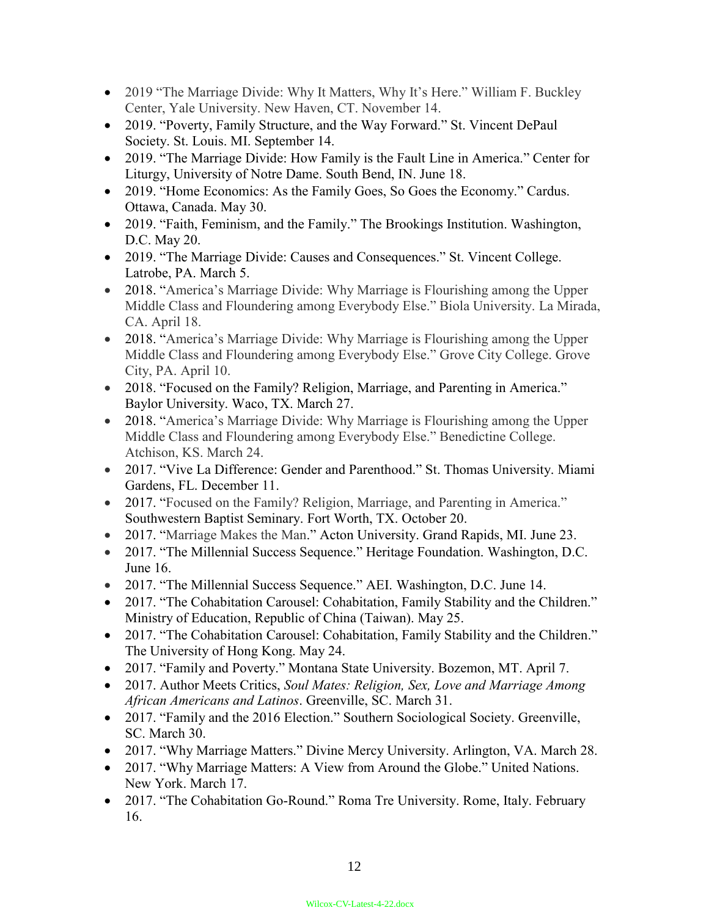- 2019 "The Marriage Divide: Why It Matters, Why It's Here." William F. Buckley Center, Yale University. New Haven, CT. November 14.
- 2019. "Poverty, Family Structure, and the Way Forward." St. Vincent DePaul Society. St. Louis. MI. September 14.
- 2019. "The Marriage Divide: How Family is the Fault Line in America." Center for Liturgy, University of Notre Dame. South Bend, IN. June 18.
- 2019. "Home Economics: As the Family Goes, So Goes the Economy." Cardus. Ottawa, Canada. May 30.
- 2019. "Faith, Feminism, and the Family." The Brookings Institution. Washington, D.C. May 20.
- 2019. "The Marriage Divide: Causes and Consequences." St. Vincent College. Latrobe, PA. March 5.
- 2018. "America's Marriage Divide: Why Marriage is Flourishing among the Upper Middle Class and Floundering among Everybody Else." Biola University. La Mirada, CA. April 18.
- 2018. "America's Marriage Divide: Why Marriage is Flourishing among the Upper Middle Class and Floundering among Everybody Else." Grove City College. Grove City, PA. April 10.
- 2018. "Focused on the Family? Religion, Marriage, and Parenting in America." Baylor University. Waco, TX. March 27.
- 2018. "America's Marriage Divide: Why Marriage is Flourishing among the Upper Middle Class and Floundering among Everybody Else." Benedictine College. Atchison, KS. March 24.
- 2017. "Vive La Difference: Gender and Parenthood." St. Thomas University. Miami Gardens, FL. December 11.
- 2017. "Focused on the Family? Religion, Marriage, and Parenting in America." Southwestern Baptist Seminary. Fort Worth, TX. October 20.
- 2017. "Marriage Makes the Man." Acton University. Grand Rapids, MI. June 23.
- 2017. "The Millennial Success Sequence." Heritage Foundation. Washington, D.C. June 16.
- 2017. "The Millennial Success Sequence." AEI. Washington, D.C. June 14.
- 2017. "The Cohabitation Carousel: Cohabitation, Family Stability and the Children." Ministry of Education, Republic of China (Taiwan). May 25.
- 2017. "The Cohabitation Carousel: Cohabitation, Family Stability and the Children." The University of Hong Kong. May 24.
- 2017. "Family and Poverty." Montana State University. Bozemon, MT. April 7.
- 2017. Author Meets Critics, *Soul Mates: Religion, Sex, Love and Marriage Among African Americans and Latinos*. Greenville, SC. March 31.
- 2017. "Family and the 2016 Election." Southern Sociological Society. Greenville, SC. March 30.
- 2017. "Why Marriage Matters." Divine Mercy University. Arlington, VA. March 28.
- 2017. "Why Marriage Matters: A View from Around the Globe." United Nations. New York. March 17.
- 2017. "The Cohabitation Go-Round." Roma Tre University. Rome, Italy. February 16.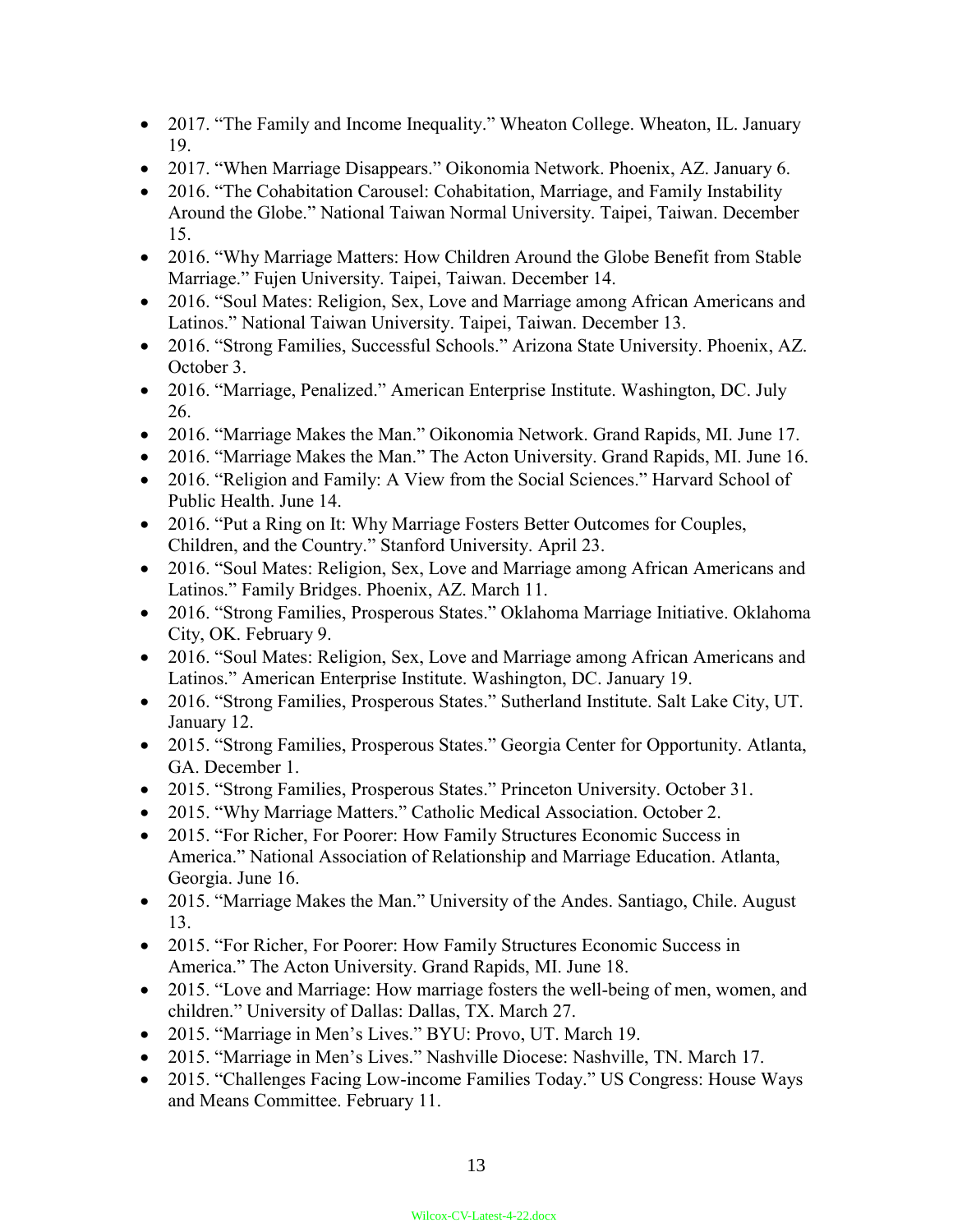- 2017. “The Family and Income Inequality.” Wheaton College. Wheaton, IL. January 19.
- 2017. “When Marriage Disappears.” Oikonomia Network. Phoenix, AZ. January 6.
- 2016. “The Cohabitation Carousel: Cohabitation, Marriage, and Family Instability Around the Globe.” National Taiwan Normal University. Taipei, Taiwan. December 15.
- 2016. “Why Marriage Matters: How Children Around the Globe Benefit from Stable Marriage.” Fujen University. Taipei, Taiwan. December 14.
- 2016. “Soul Mates: Religion, Sex, Love and Marriage among African Americans and Latinos.” National Taiwan University. Taipei, Taiwan. December 13.
- 2016. “Strong Families, Successful Schools.” Arizona State University. Phoenix, AZ. October 3.
- 2016. “Marriage, Penalized.” American Enterprise Institute. Washington, DC. July 26.
- 2016. “Marriage Makes the Man.” Oikonomia Network. Grand Rapids, MI. June 17.
- 2016. “Marriage Makes the Man.” The Acton University. Grand Rapids, MI. June 16.
- 2016. “Religion and Family: A View from the Social Sciences.” Harvard School of Public Health. June 14.
- 2016. “Put a Ring on It: Why Marriage Fosters Better Outcomes for Couples, Children, and the Country.” Stanford University. April 23.
- 2016. “Soul Mates: Religion, Sex, Love and Marriage among African Americans and Latinos.” Family Bridges. Phoenix, AZ. March 11.
- 2016. “Strong Families, Prosperous States.” Oklahoma Marriage Initiative. Oklahoma City, OK. February 9.
- 2016. “Soul Mates: Religion, Sex, Love and Marriage among African Americans and Latinos.” American Enterprise Institute. Washington, DC. January 19.
- 2016. “Strong Families, Prosperous States.” Sutherland Institute. Salt Lake City, UT. January 12.
- 2015. “Strong Families, Prosperous States.” Georgia Center for Opportunity. Atlanta, GA. December 1.
- 2015. “Strong Families, Prosperous States.” Princeton University. October 31.
- 2015. “Why Marriage Matters.” Catholic Medical Association. October 2.
- 2015. “For Richer, For Poorer: How Family Structures Economic Success in America.” National Association of Relationship and Marriage Education. Atlanta, Georgia. June 16.
- 2015. “Marriage Makes the Man.” University of the Andes. Santiago, Chile. August 13.
- 2015. “For Richer, For Poorer: How Family Structures Economic Success in America.” The Acton University. Grand Rapids, MI. June 18.
- 2015. “Love and Marriage: How marriage fosters the well-being of men, women, and children.” University of Dallas: Dallas, TX. March 27.
- 2015. “Marriage in Men’s Lives.” BYU: Provo, UT. March 19.
- 2015. “Marriage in Men’s Lives.” Nashville Diocese: Nashville, TN. March 17.
- 2015. “Challenges Facing Low-income Families Today.” US Congress: House Ways and Means Committee. February 11.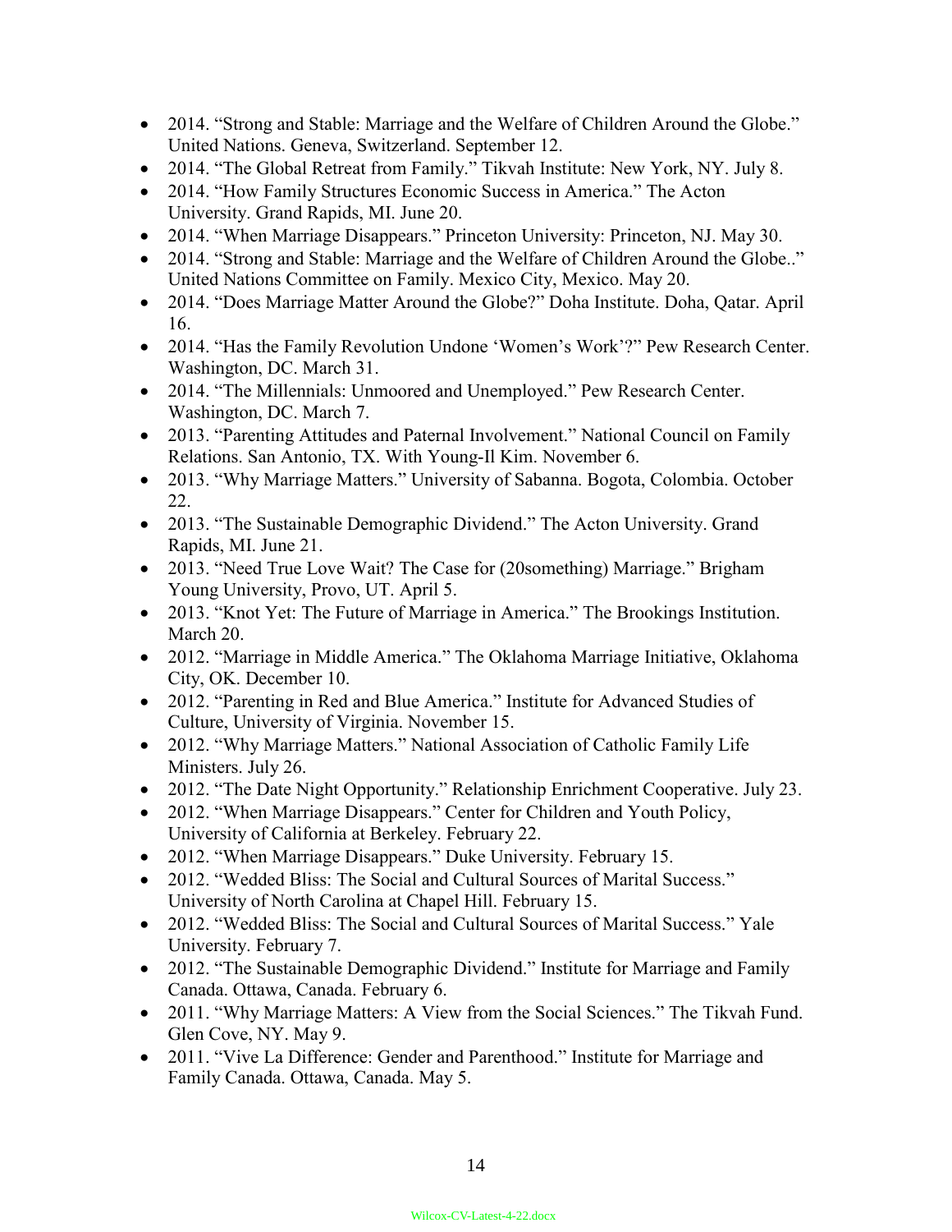- 2014. "Strong and Stable: Marriage and the Welfare of Children Around the Globe." United Nations. Geneva, Switzerland. September 12.
- 2014. "The Global Retreat from Family." Tikvah Institute: New York, NY. July 8.
- 2014. "How Family Structures Economic Success in America." The Acton University. Grand Rapids, MI. June 20.
- 2014. "When Marriage Disappears." Princeton University: Princeton, NJ. May 30.
- 2014. "Strong and Stable: Marriage and the Welfare of Children Around the Globe.." United Nations Committee on Family. Mexico City, Mexico. May 20.
- 2014. "Does Marriage Matter Around the Globe?" Doha Institute. Doha, Qatar. April 16.
- 2014. "Has the Family Revolution Undone 'Women's Work'?" Pew Research Center. Washington, DC. March 31.
- 2014. "The Millennials: Unmoored and Unemployed." Pew Research Center. Washington, DC. March 7.
- 2013. "Parenting Attitudes and Paternal Involvement." National Council on Family Relations. San Antonio, TX. With Young-Il Kim. November 6.
- 2013. "Why Marriage Matters." University of Sabanna. Bogota, Colombia. October 22.
- 2013. "The Sustainable Demographic Dividend." The Acton University. Grand Rapids, MI. June 21.
- 2013. "Need True Love Wait? The Case for (20something) Marriage." Brigham Young University, Provo, UT. April 5.
- 2013. "Knot Yet: The Future of Marriage in America." The Brookings Institution. March 20.
- 2012. "Marriage in Middle America." The Oklahoma Marriage Initiative, Oklahoma City, OK. December 10.
- 2012. "Parenting in Red and Blue America." Institute for Advanced Studies of Culture, University of Virginia. November 15.
- 2012. "Why Marriage Matters." National Association of Catholic Family Life Ministers. July 26.
- 2012. "The Date Night Opportunity." Relationship Enrichment Cooperative. July 23.
- 2012. "When Marriage Disappears." Center for Children and Youth Policy, University of California at Berkeley. February 22.
- 2012. "When Marriage Disappears." Duke University. February 15.
- 2012. "Wedded Bliss: The Social and Cultural Sources of Marital Success." University of North Carolina at Chapel Hill. February 15.
- 2012. "Wedded Bliss: The Social and Cultural Sources of Marital Success." Yale University. February 7.
- 2012. "The Sustainable Demographic Dividend." Institute for Marriage and Family Canada. Ottawa, Canada. February 6.
- 2011. "Why Marriage Matters: A View from the Social Sciences." The Tikvah Fund. Glen Cove, NY. May 9.
- 2011. "Vive La Difference: Gender and Parenthood." Institute for Marriage and Family Canada. Ottawa, Canada. May 5.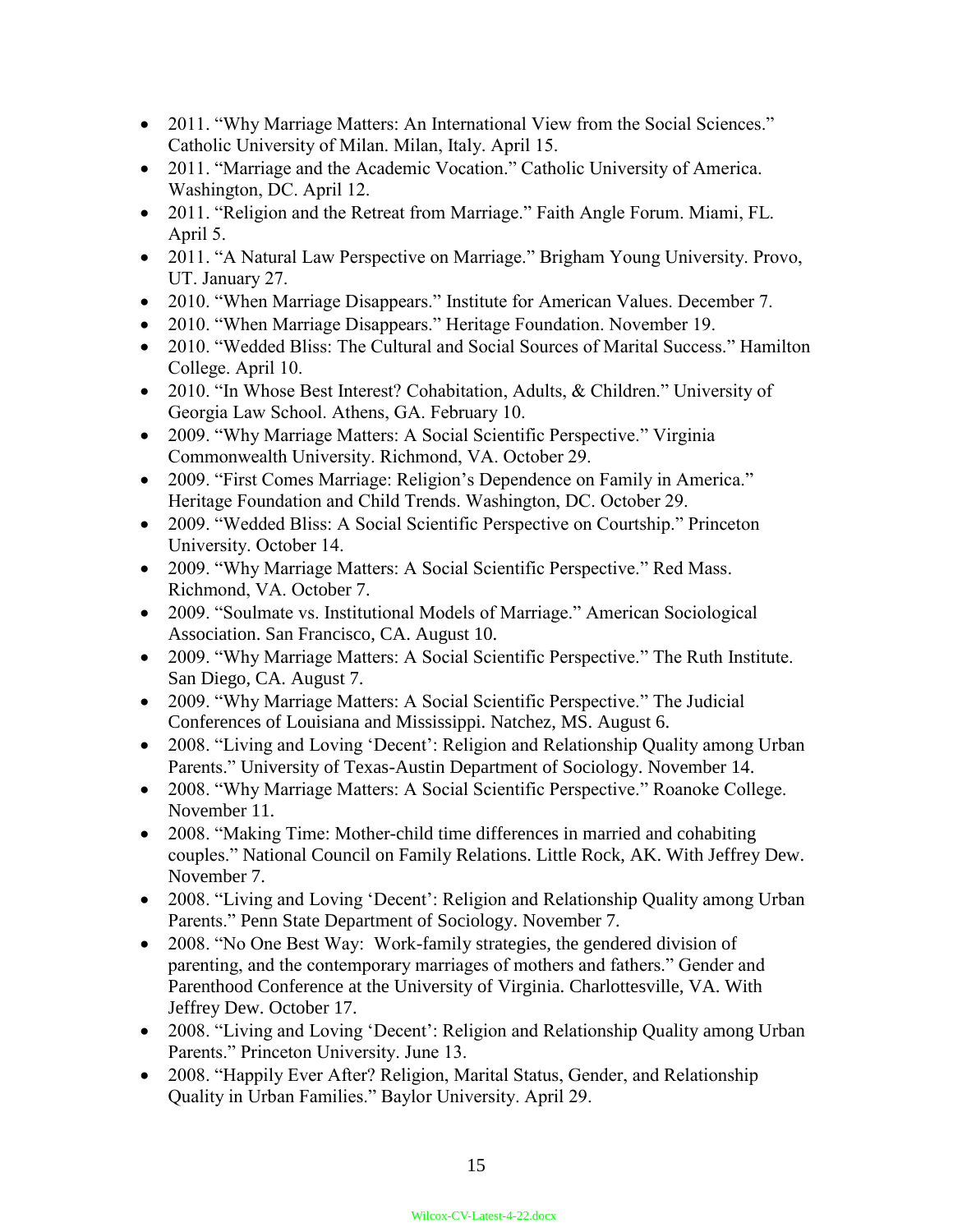- 2011. “Why Marriage Matters: An International View from the Social Sciences.” Catholic University of Milan. Milan, Italy. April 15.
- 2011. “Marriage and the Academic Vocation.” Catholic University of America. Washington, DC. April 12.
- 2011. “Religion and the Retreat from Marriage.” Faith Angle Forum. Miami, FL. April 5.
- 2011. “A Natural Law Perspective on Marriage.” Brigham Young University. Provo, UT. January 27.
- 2010. “When Marriage Disappears.” Institute for American Values. December 7.
- 2010. “When Marriage Disappears.” Heritage Foundation. November 19.
- 2010. “Wedded Bliss: The Cultural and Social Sources of Marital Success.” Hamilton College. April 10.
- 2010. “In Whose Best Interest? Cohabitation, Adults, & Children.” University of Georgia Law School. Athens, GA. February 10.
- 2009. “Why Marriage Matters: A Social Scientific Perspective.” Virginia Commonwealth University. Richmond, VA. October 29.
- 2009. “First Comes Marriage: Religion’s Dependence on Family in America.” Heritage Foundation and Child Trends. Washington, DC. October 29.
- 2009. “Wedded Bliss: A Social Scientific Perspective on Courtship.” Princeton University. October 14.
- 2009. “Why Marriage Matters: A Social Scientific Perspective.” Red Mass. Richmond, VA. October 7.
- 2009. “Soulmate vs. Institutional Models of Marriage.” American Sociological Association. San Francisco, CA. August 10.
- 2009. “Why Marriage Matters: A Social Scientific Perspective.” The Ruth Institute. San Diego, CA. August 7.
- 2009. “Why Marriage Matters: A Social Scientific Perspective.” The Judicial Conferences of Louisiana and Mississippi. Natchez, MS. August 6.
- 2008. “Living and Loving ‘Decent’: Religion and Relationship Quality among Urban Parents.” University of Texas-Austin Department of Sociology. November 14.
- 2008. “Why Marriage Matters: A Social Scientific Perspective.” Roanoke College. November 11.
- 2008. “Making Time: Mother-child time differences in married and cohabiting couples.” National Council on Family Relations. Little Rock, AK. With Jeffrey Dew. November 7.
- 2008. “Living and Loving ‘Decent’: Religion and Relationship Quality among Urban Parents.” Penn State Department of Sociology. November 7.
- 2008. “No One Best Way: Work-family strategies, the gendered division of parenting, and the contemporary marriages of mothers and fathers.” Gender and Parenthood Conference at the University of Virginia. Charlottesville, VA. With Jeffrey Dew. October 17.
- 2008. “Living and Loving ‘Decent’: Religion and Relationship Quality among Urban Parents.” Princeton University. June 13.
- 2008. “Happily Ever After? Religion, Marital Status, Gender, and Relationship Quality in Urban Families.” Baylor University. April 29.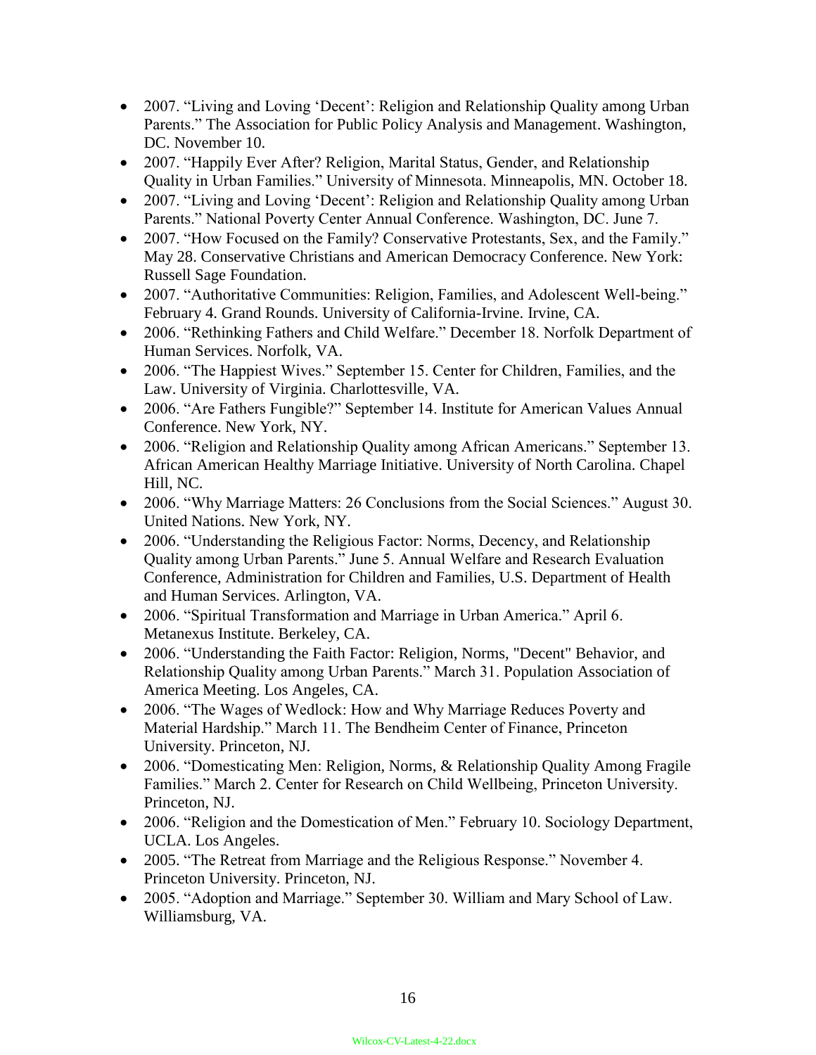- 2007. “Living and Loving ‘Decent’: Religion and Relationship Quality among Urban Parents.” The Association for Public Policy Analysis and Management. Washington, DC. November 10.
- 2007. “Happily Ever After? Religion, Marital Status, Gender, and Relationship Quality in Urban Families.” University of Minnesota. Minneapolis, MN. October 18.
- 2007. “Living and Loving ‘Decent’: Religion and Relationship Quality among Urban Parents.” National Poverty Center Annual Conference. Washington, DC. June 7.
- 2007. “How Focused on the Family? Conservative Protestants, Sex, and the Family.” May 28. Conservative Christians and American Democracy Conference. New York: Russell Sage Foundation.
- 2007. “Authoritative Communities: Religion, Families, and Adolescent Well-being.” February 4. Grand Rounds. University of California-Irvine. Irvine, CA.
- 2006. “Rethinking Fathers and Child Welfare.” December 18. Norfolk Department of Human Services. Norfolk, VA.
- 2006. “The Happiest Wives.” September 15. Center for Children, Families, and the Law. University of Virginia. Charlottesville, VA.
- 2006. “Are Fathers Fungible?” September 14. Institute for American Values Annual Conference. New York, NY.
- 2006. “Religion and Relationship Quality among African Americans.” September 13. African American Healthy Marriage Initiative. University of North Carolina. Chapel Hill, NC.
- 2006. “Why Marriage Matters: 26 Conclusions from the Social Sciences.” August 30. United Nations. New York, NY.
- 2006. “Understanding the Religious Factor: Norms, Decency, and Relationship Quality among Urban Parents.” June 5. Annual Welfare and Research Evaluation Conference, Administration for Children and Families, U.S. Department of Health and Human Services. Arlington, VA.
- 2006. “Spiritual Transformation and Marriage in Urban America.” April 6. Metanexus Institute. Berkeley, CA.
- 2006. “Understanding the Faith Factor: Religion, Norms, "Decent" Behavior, and Relationship Quality among Urban Parents.” March 31. Population Association of America Meeting. Los Angeles, CA.
- 2006. “The Wages of Wedlock: How and Why Marriage Reduces Poverty and Material Hardship.” March 11. The Bendheim Center of Finance, Princeton University. Princeton, NJ.
- 2006. “Domesticating Men: Religion, Norms, & Relationship Quality Among Fragile Families.” March 2. Center for Research on Child Wellbeing, Princeton University. Princeton, NJ.
- 2006. “Religion and the Domestication of Men.” February 10. Sociology Department, UCLA. Los Angeles.
- 2005. “The Retreat from Marriage and the Religious Response.” November 4. Princeton University. Princeton, NJ.
- 2005. “Adoption and Marriage.” September 30. William and Mary School of Law. Williamsburg, VA.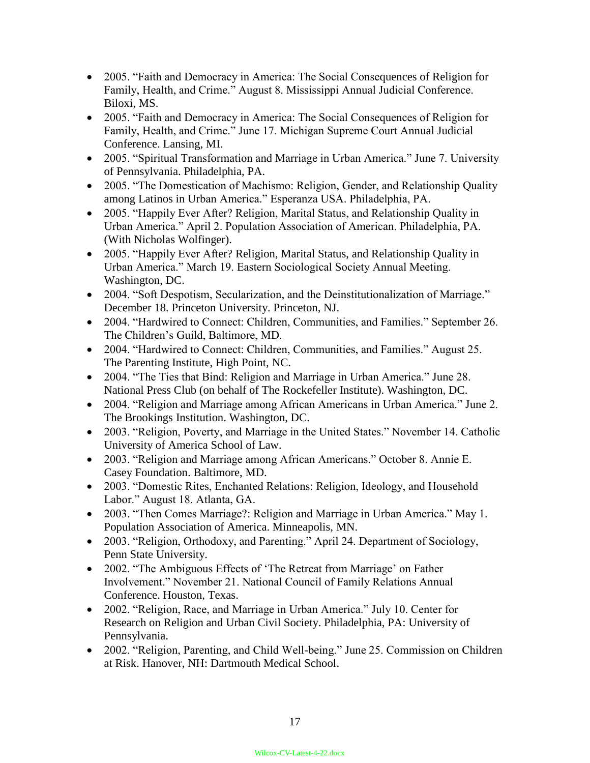- 2005. “Faith and Democracy in America: The Social Consequences of Religion for Family, Health, and Crime.” August 8. Mississippi Annual Judicial Conference. Biloxi, MS.
- 2005. “Faith and Democracy in America: The Social Consequences of Religion for Family, Health, and Crime.” June 17. Michigan Supreme Court Annual Judicial Conference. Lansing, MI.
- 2005. “Spiritual Transformation and Marriage in Urban America.” June 7. University of Pennsylvania. Philadelphia, PA.
- 2005. “The Domestication of Machismo: Religion, Gender, and Relationship Quality among Latinos in Urban America.” Esperanza USA. Philadelphia, PA.
- 2005. “Happily Ever After? Religion, Marital Status, and Relationship Quality in Urban America.” April 2. Population Association of American. Philadelphia, PA. (With Nicholas Wolfinger).
- 2005. “Happily Ever After? Religion, Marital Status, and Relationship Quality in Urban America.” March 19. Eastern Sociological Society Annual Meeting. Washington, DC.
- 2004. “Soft Despotism, Secularization, and the Deinstitutionalization of Marriage.” December 18. Princeton University. Princeton, NJ.
- 2004. “Hardwired to Connect: Children, Communities, and Families.” September 26. The Children’s Guild, Baltimore, MD.
- 2004. “Hardwired to Connect: Children, Communities, and Families.” August 25. The Parenting Institute, High Point, NC.
- 2004. “The Ties that Bind: Religion and Marriage in Urban America.” June 28. National Press Club (on behalf of The Rockefeller Institute). Washington, DC.
- 2004. “Religion and Marriage among African Americans in Urban America.” June 2. The Brookings Institution. Washington, DC.
- 2003. “Religion, Poverty, and Marriage in the United States.” November 14. Catholic University of America School of Law.
- 2003. “Religion and Marriage among African Americans.” October 8. Annie E. Casey Foundation. Baltimore, MD.
- 2003. “Domestic Rites, Enchanted Relations: Religion, Ideology, and Household Labor.” August 18. Atlanta, GA.
- 2003. “Then Comes Marriage?: Religion and Marriage in Urban America.” May 1. Population Association of America. Minneapolis, MN.
- 2003. “Religion, Orthodoxy, and Parenting.” April 24. Department of Sociology, Penn State University.
- 2002. “The Ambiguous Effects of ‘The Retreat from Marriage’ on Father Involvement.” November 21. National Council of Family Relations Annual Conference. Houston, Texas.
- 2002. “Religion, Race, and Marriage in Urban America.” July 10. Center for Research on Religion and Urban Civil Society. Philadelphia, PA: University of Pennsylvania.
- 2002. “Religion, Parenting, and Child Well-being.” June 25. Commission on Children at Risk. Hanover, NH: Dartmouth Medical School.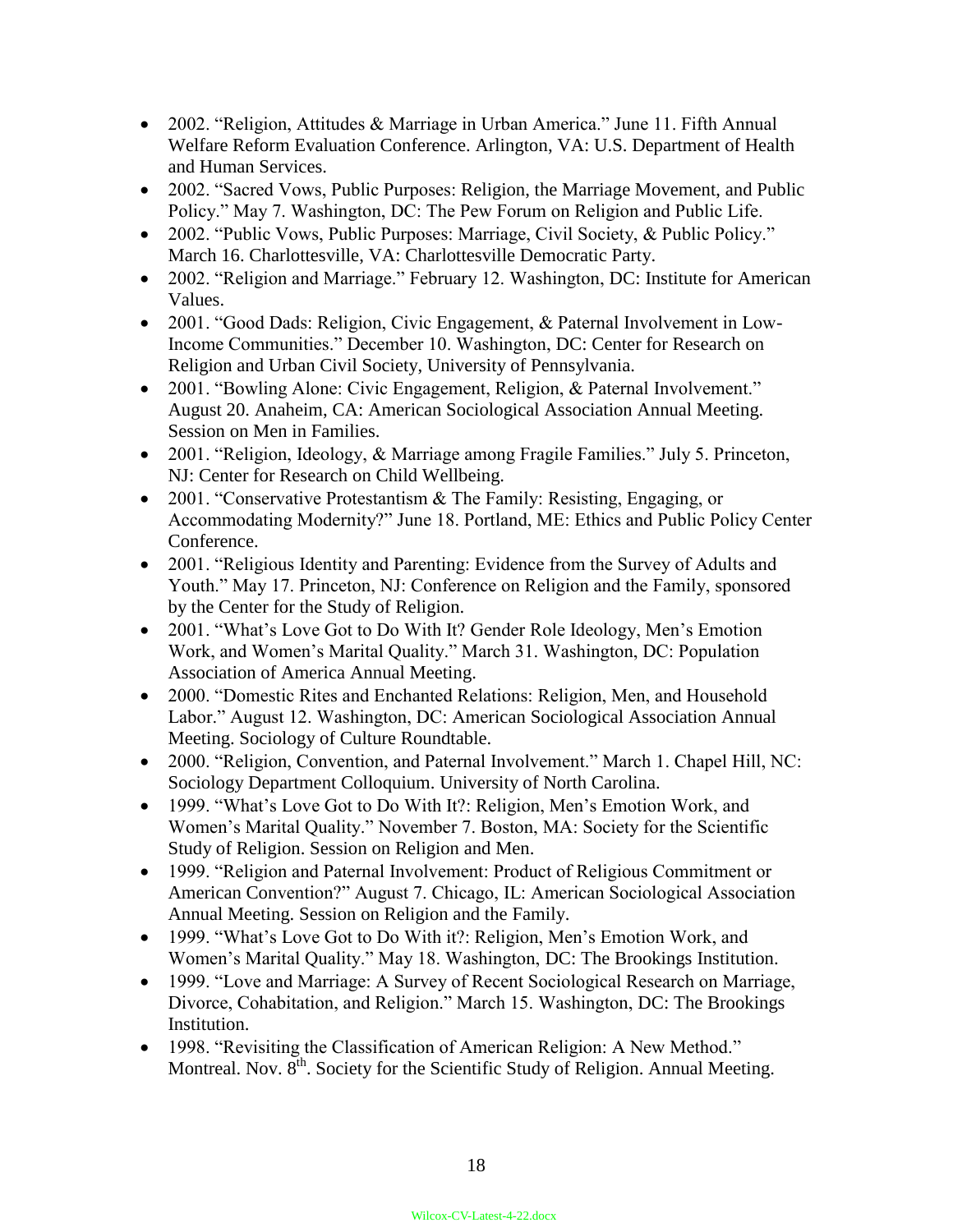- 2002. "Religion, Attitudes & Marriage in Urban America." June 11. Fifth Annual Welfare Reform Evaluation Conference. Arlington, VA: U.S. Department of Health and Human Services.
- 2002. "Sacred Vows, Public Purposes: Religion, the Marriage Movement, and Public Policy." May 7. Washington, DC: The Pew Forum on Religion and Public Life.
- 2002. "Public Vows, Public Purposes: Marriage, Civil Society, & Public Policy." March 16. Charlottesville, VA: Charlottesville Democratic Party.
- 2002. "Religion and Marriage." February 12. Washington, DC: Institute for American Values.
- 2001. "Good Dads: Religion, Civic Engagement, & Paternal Involvement in Low-Income Communities." December 10. Washington, DC: Center for Research on Religion and Urban Civil Society, University of Pennsylvania.
- 2001. "Bowling Alone: Civic Engagement, Religion, & Paternal Involvement." August 20. Anaheim, CA: American Sociological Association Annual Meeting. Session on Men in Families.
- 2001. "Religion, Ideology, & Marriage among Fragile Families." July 5. Princeton, NJ: Center for Research on Child Wellbeing.
- 2001. "Conservative Protestantism & The Family: Resisting, Engaging, or Accommodating Modernity?" June 18. Portland, ME: Ethics and Public Policy Center Conference.
- 2001. "Religious Identity and Parenting: Evidence from the Survey of Adults and Youth." May 17. Princeton, NJ: Conference on Religion and the Family, sponsored by the Center for the Study of Religion.
- 2001. "What's Love Got to Do With It? Gender Role Ideology, Men's Emotion Work, and Women's Marital Quality." March 31. Washington, DC: Population Association of America Annual Meeting.
- 2000. "Domestic Rites and Enchanted Relations: Religion, Men, and Household Labor." August 12. Washington, DC: American Sociological Association Annual Meeting. Sociology of Culture Roundtable.
- 2000. "Religion, Convention, and Paternal Involvement." March 1. Chapel Hill, NC: Sociology Department Colloquium. University of North Carolina.
- 1999. "What's Love Got to Do With It?: Religion, Men's Emotion Work, and Women's Marital Quality." November 7. Boston, MA: Society for the Scientific Study of Religion. Session on Religion and Men.
- 1999. "Religion and Paternal Involvement: Product of Religious Commitment or American Convention?" August 7. Chicago, IL: American Sociological Association Annual Meeting. Session on Religion and the Family.
- 1999. "What's Love Got to Do With it?: Religion, Men's Emotion Work, and Women's Marital Quality." May 18. Washington, DC: The Brookings Institution.
- 1999. "Love and Marriage: A Survey of Recent Sociological Research on Marriage, Divorce, Cohabitation, and Religion." March 15. Washington, DC: The Brookings Institution.
- 1998. "Revisiting the Classification of American Religion: A New Method." Montreal. Nov. 8th. Society for the Scientific Study of Religion. Annual Meeting.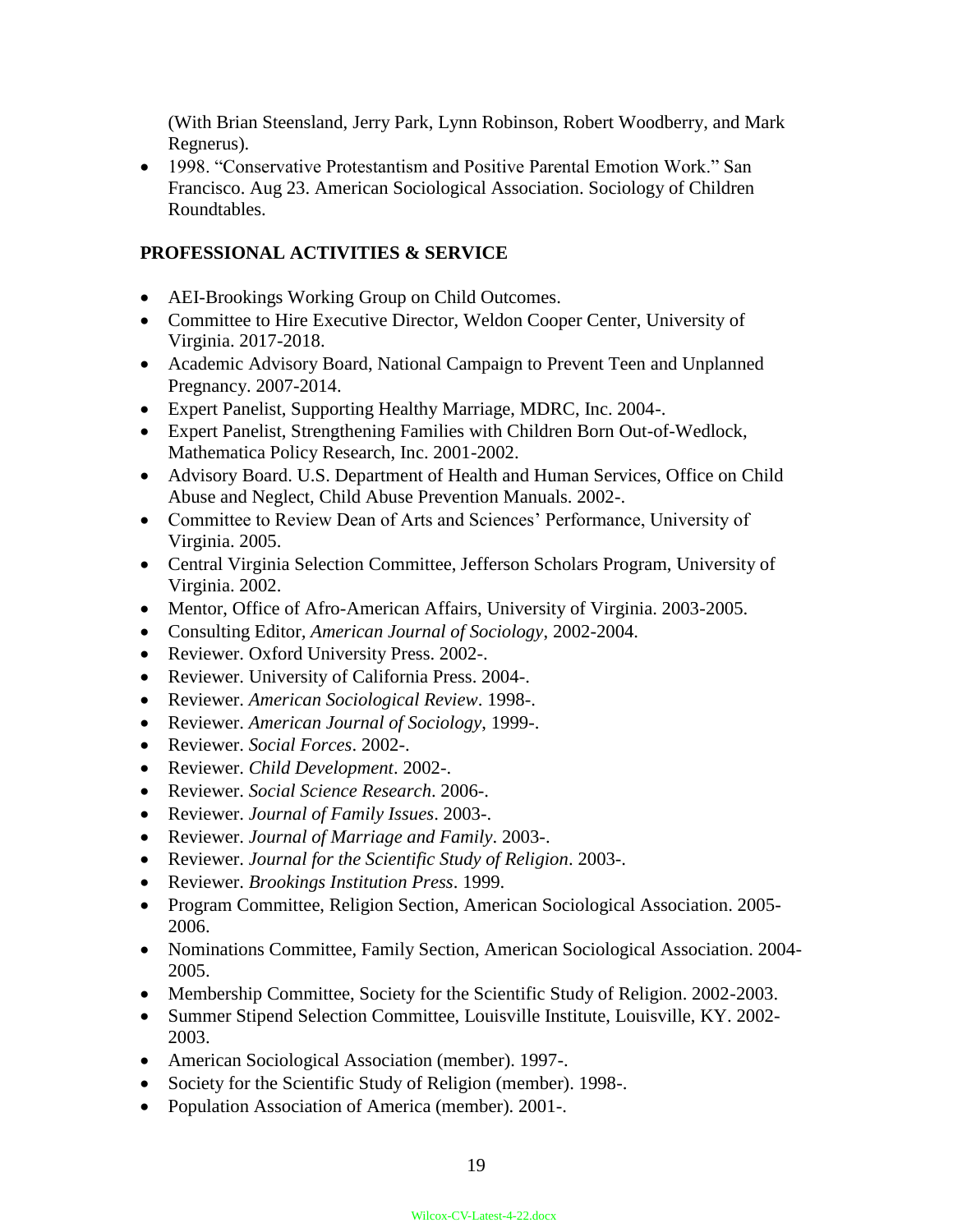(With Brian Steensland, Jerry Park, Lynn Robinson, Robert Woodberry, and Mark Regnerus).

- 1998. "Conservative Protestantism and Positive Parental Emotion Work." San Francisco. Aug 23. American Sociological Association. Sociology of Children Roundtables.

## PROFESSIONAL ACTIVITIES & SERVICE

- AEI-Brookings Working Group on Child Outcomes.
- Committee to Hire Executive Director, Weldon Cooper Center, University of Virginia. 2017-2018.
- Academic Advisory Board, National Campaign to Prevent Teen and Unplanned Pregnancy. 2007-2014.
- Expert Panelist, Supporting Healthy Marriage, MDRC, Inc. 2004-.
- Expert Panelist, Strengthening Families with Children Born Out-of-Wedlock, Mathematica Policy Research, Inc. 2001-2002.
- Advisory Board. U.S. Department of Health and Human Services, Office on Child Abuse and Neglect, Child Abuse Prevention Manuals. 2002-.
- Committee to Review Dean of Arts and Sciences' Performance, University of Virginia. 2005.
- Central Virginia Selection Committee, Jefferson Scholars Program, University of Virginia. 2002.
- Mentor, Office of Afro-American Affairs, University of Virginia. 2003-2005.
- Consulting Editor, *American Journal of Sociology*, 2002-2004.
- Reviewer. Oxford University Press. 2002-.
- Reviewer. University of California Press. 2004-.
- Reviewer. *American Sociological Review*. 1998-.
- Reviewer. *American Journal of Sociology*, 1999-.
- Reviewer. *Social Forces*. 2002-.
- Reviewer. *Child Development*. 2002-.
- Reviewer. *Social Science Research*. 2006-.
- Reviewer. *Journal of Family Issues*. 2003-.
- Reviewer. *Journal of Marriage and Family*. 2003-.
- Reviewer. *Journal for the Scientific Study of Religion*. 2003-.
- Reviewer. *Brookings Institution Press*. 1999.
- Program Committee, Religion Section, American Sociological Association. 2005-2006.
- Nominations Committee, Family Section, American Sociological Association. 2004-2005.
- Membership Committee, Society for the Scientific Study of Religion. 2002-2003.
- Summer Stipend Selection Committee, Louisville Institute, Louisville, KY. 2002-2003.
- American Sociological Association (member). 1997-.
- Society for the Scientific Study of Religion (member). 1998-.
- Population Association of America (member). 2001-.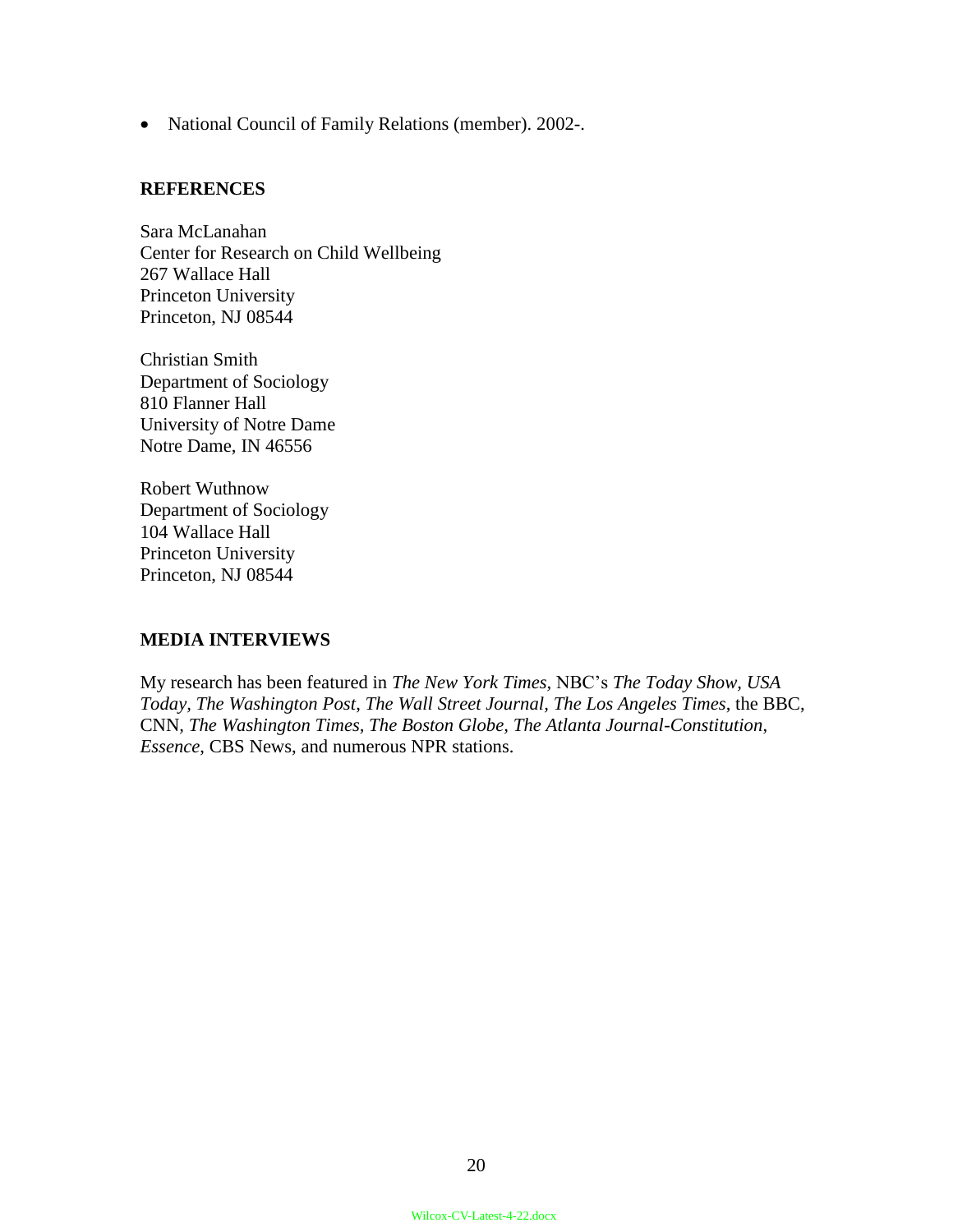- National Council of Family Relations (member). 2002-.

## REFERENCES

Sara McLanahan
Center for Research on Child Wellbeing
267 Wallace Hall
Princeton University
Princeton, NJ 08544

Christian Smith
Department of Sociology
810 Flanner Hall
University of Notre Dame
Notre Dame, IN 46556

Robert Wuthnow
Department of Sociology
104 Wallace Hall
Princeton University
Princeton, NJ 08544

## MEDIA INTERVIEWS

My research has been featured in *The New York Times*, NBC's *The Today Show*, *USA Today*, *The Washington Post*, *The Wall Street Journal*, *The Los Angeles Times*, the BBC, CNN, *The Washington Times*, *The Boston Globe*, *The Atlanta Journal-Constitution*, *Essence*, CBS News, and numerous NPR stations.